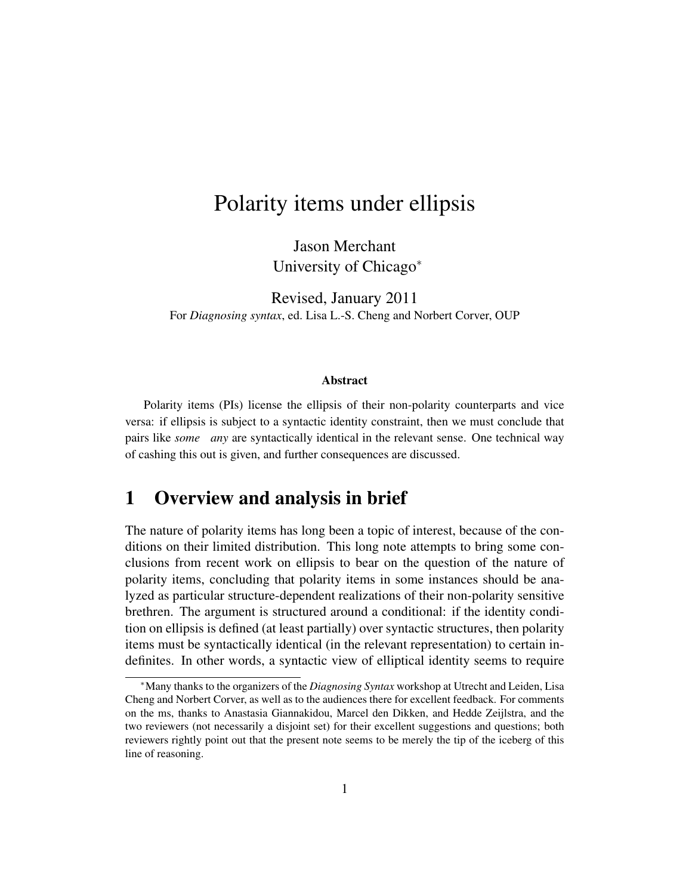# Polarity items under ellipsis

Jason Merchant
University of Chicago[*]

Revised, January 2011
For *Diagnosing syntax*, ed. Lisa L.-S. Cheng and Norbert Corver, OUP

### Abstract

Polarity items (PIs) license the ellipsis of their non-polarity counterparts and vice versa: if ellipsis is subject to a syntactic identity constraint, then we must conclude that pairs like *some* *any* are syntactically identical in the relevant sense. One technical way of cashing this out is given, and further consequences are discussed.

## 1 Overview and analysis in brief

The nature of polarity items has long been a topic of interest, because of the conditions on their limited distribution. This long note attempts to bring some conclusions from recent work on ellipsis to bear on the question of the nature of polarity items, concluding that polarity items in some instances should be analyzed as particular structure-dependent realizations of their non-polarity sensitive brethren. The argument is structured around a conditional: if the identity condition on ellipsis is defined (at least partially) over syntactic structures, then polarity items must be syntactically identical (in the relevant representation) to certain indefinites. In other words, a syntactic view of elliptical identity seems to require

[*] Many thanks to the organizers of the *Diagnosing Syntax* workshop at Utrecht and Leiden, Lisa Cheng and Norbert Corver, as well as to the audiences there for excellent feedback. For comments on the ms, thanks to Anastasia Giannakidou, Marcel den Dikken, and Hedde Zeijlstra, and the two reviewers (not necessarily a disjoint set) for their excellent suggestions and questions; both reviewers rightly point out that the present note seems to be merely the tip of the iceberg of this line of reasoning.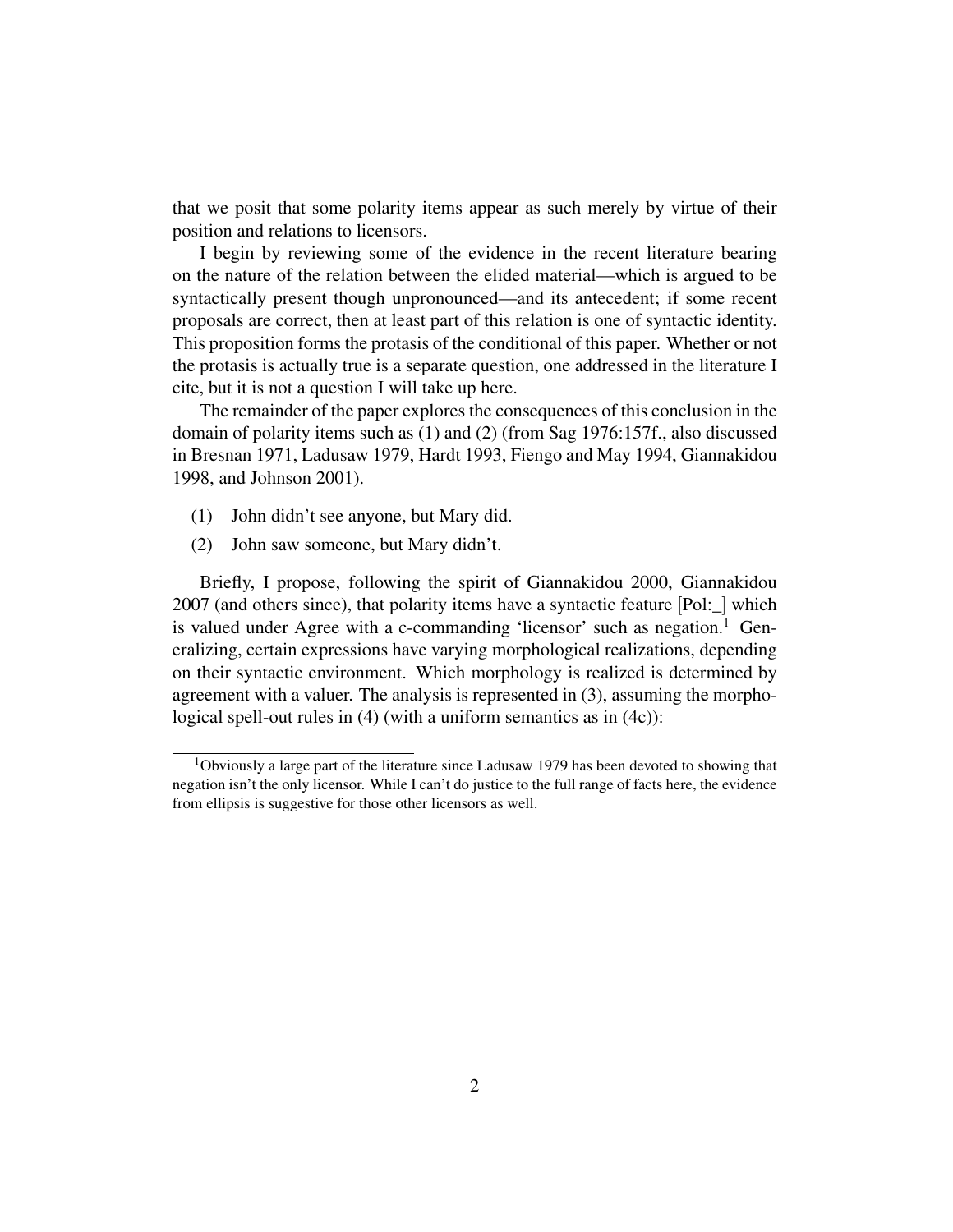that we posit that some polarity items appear as such merely by virtue of their position and relations to licensors.

I begin by reviewing some of the evidence in the recent literature bearing on the nature of the relation between the elided material—which is argued to be syntactically present though unpronounced—and its antecedent; if some recent proposals are correct, then at least part of this relation is one of syntactic identity. This proposition forms the protasis of the conditional of this paper. Whether or not the protasis is actually true is a separate question, one addressed in the literature I cite, but it is not a question I will take up here.

The remainder of the paper explores the consequences of this conclusion in the domain of polarity items such as (1) and (2) (from Sag 1976:157f., also discussed in Bresnan 1971, Ladusaw 1979, Hardt 1993, Fiengo and May 1994, Giannakidou 1998, and Johnson 2001).

(1) John didn't see anyone, but Mary did.

(2) John saw someone, but Mary didn't.

Briefly, I propose, following the spirit of Giannakidou 2000, Giannakidou 2007 (and others since), that polarity items have a syntactic feature [Pol:_] which is valued under Agree with a c-commanding 'licensor' such as negation.[1] Generalizing, certain expressions have varying morphological realizations, depending on their syntactic environment. Which morphology is realized is determined by agreement with a valuer. The analysis is represented in (3), assuming the morphological spell-out rules in (4) (with a uniform semantics as in (4c)):

[1] Obviously a large part of the literature since Ladusaw 1979 has been devoted to showing that negation isn't the only licensor. While I can't do justice to the full range of facts here, the evidence from ellipsis is suggestive for those other licensors as well.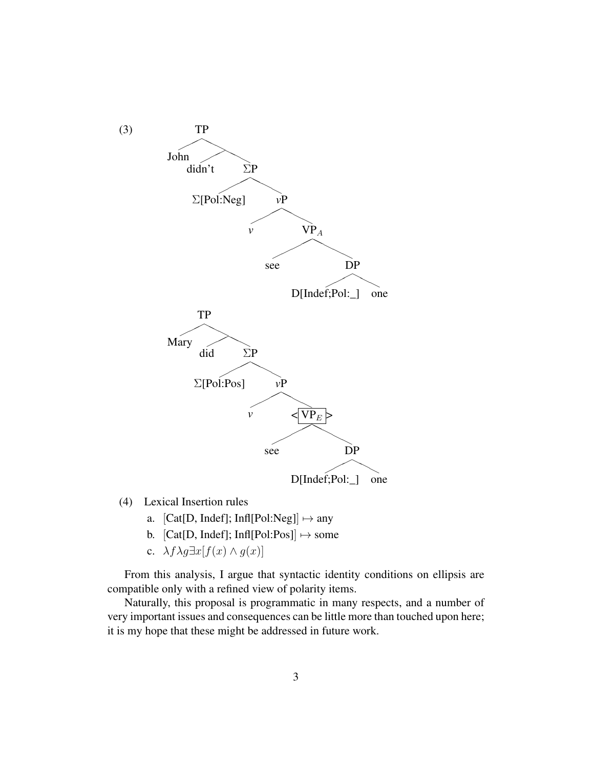(3)

```
TP
├── John
└── 
    ├── didn't
    └── ΣP
        ├── Σ[Pol:Neg]
        └── vP
            ├── v
            └── VP_A
                ├── see
                └── DP
                    ├── D[Indef;Pol:_]
                    └── one

TP
├── Mary
└── 
    ├── did
    └── ΣP
        ├── Σ[Pol:Pos]
        └── vP
            ├── v
            └── <[VP_E]>
                ├── see
                └── DP
                    ├── D[Indef;Pol:_]
                    └── one
```

(4) Lexical Insertion rules

a. [Cat[D, Indef]; Infl[Pol:Neg]] $\mapsto$ any

b. [Cat[D, Indef]; Infl[Pol:Pos]] $\mapsto$ some

c. $\lambda f \lambda g \exists x[f(x) \wedge g(x)]$

From this analysis, I argue that syntactic identity conditions on ellipsis are compatible only with a refined view of polarity items.

Naturally, this proposal is programmatic in many respects, and a number of very important issues and consequences can be little more than touched upon here; it is my hope that these might be addressed in future work.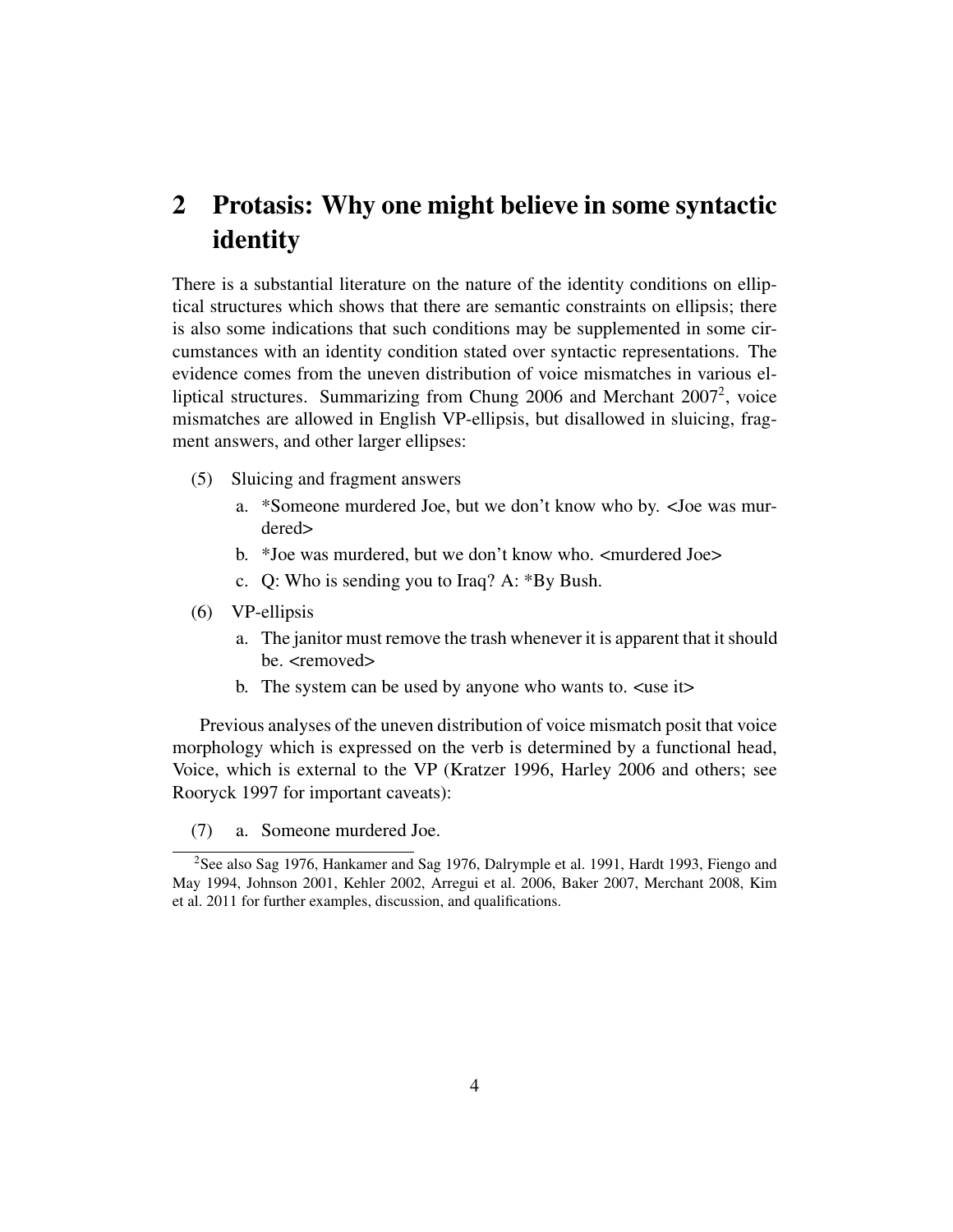## 2 Protasis: Why one might believe in some syntactic identity

There is a substantial literature on the nature of the identity conditions on elliptical structures which shows that there are semantic constraints on ellipsis; there is also some indications that such conditions may be supplemented in some circumstances with an identity condition stated over syntactic representations. The evidence comes from the uneven distribution of voice mismatches in various elliptical structures. Summarizing from Chung 2006 and Merchant 2007[2], voice mismatches are allowed in English VP-ellipsis, but disallowed in sluicing, fragment answers, and other larger ellipses:

(5) Sluicing and fragment answers

a. *Someone murdered Joe, but we don't know who by. <Joe was murdered>

b. *Joe was murdered, but we don't know who. <murdered Joe>

c. Q: Who is sending you to Iraq? A: *By Bush.

(6) VP-ellipsis

a. The janitor must remove the trash whenever it is apparent that it should be. <removed>

b. The system can be used by anyone who wants to. <use it>

Previous analyses of the uneven distribution of voice mismatch posit that voice morphology which is expressed on the verb is determined by a functional head, Voice, which is external to the VP (Kratzer 1996, Harley 2006 and others; see Rooryck 1997 for important caveats):

(7) a. Someone murdered Joe.

[2] See also Sag 1976, Hankamer and Sag 1976, Dalrymple et al. 1991, Hardt 1993, Fiengo and May 1994, Johnson 2001, Kehler 2002, Arregui et al. 2006, Baker 2007, Merchant 2008, Kim et al. 2011 for further examples, discussion, and qualifications.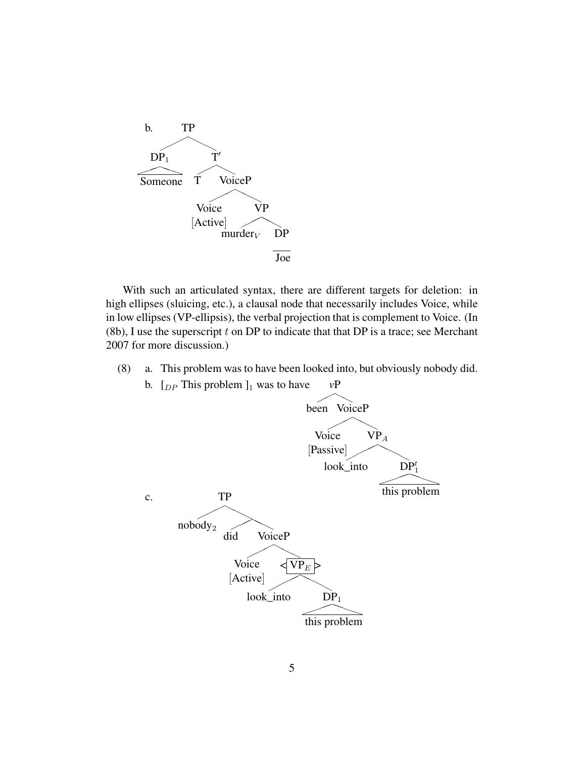b.

```
TP
├── DP_1
│   └── Someone
└── T′
    ├── T
    └── VoiceP
        ├── Voice [Active]
        └── VP
            ├── murder_V
            └── DP
                └── Joe
```

With such an articulated syntax, there are different targets for deletion: in high ellipses (sluicing, etc.), a clausal node that necessarily includes Voice, while in low ellipses (VP-ellipsis), the verbal projection that is complement to Voice. (In (8b), I use the superscript $t$ on DP to indicate that that DP is a trace; see Merchant 2007 for more discussion.)

(8) a. This problem was to have been looked into, but obviously nobody did.

b. [$_{DP}$ This problem ]$_1$ was to have

```
vP
├── been
└── VoiceP
    ├── Voice [Passive]
    └── VP_A
        ├── look_into
        └── DP^t_1
            └── this problem
```

c.

```
TP
├── nobody_2
├── did
└── VoiceP
    ├── Voice [Active]
    └── <VP_E>
        ├── look_into
        └── DP_1
            └── this problem
```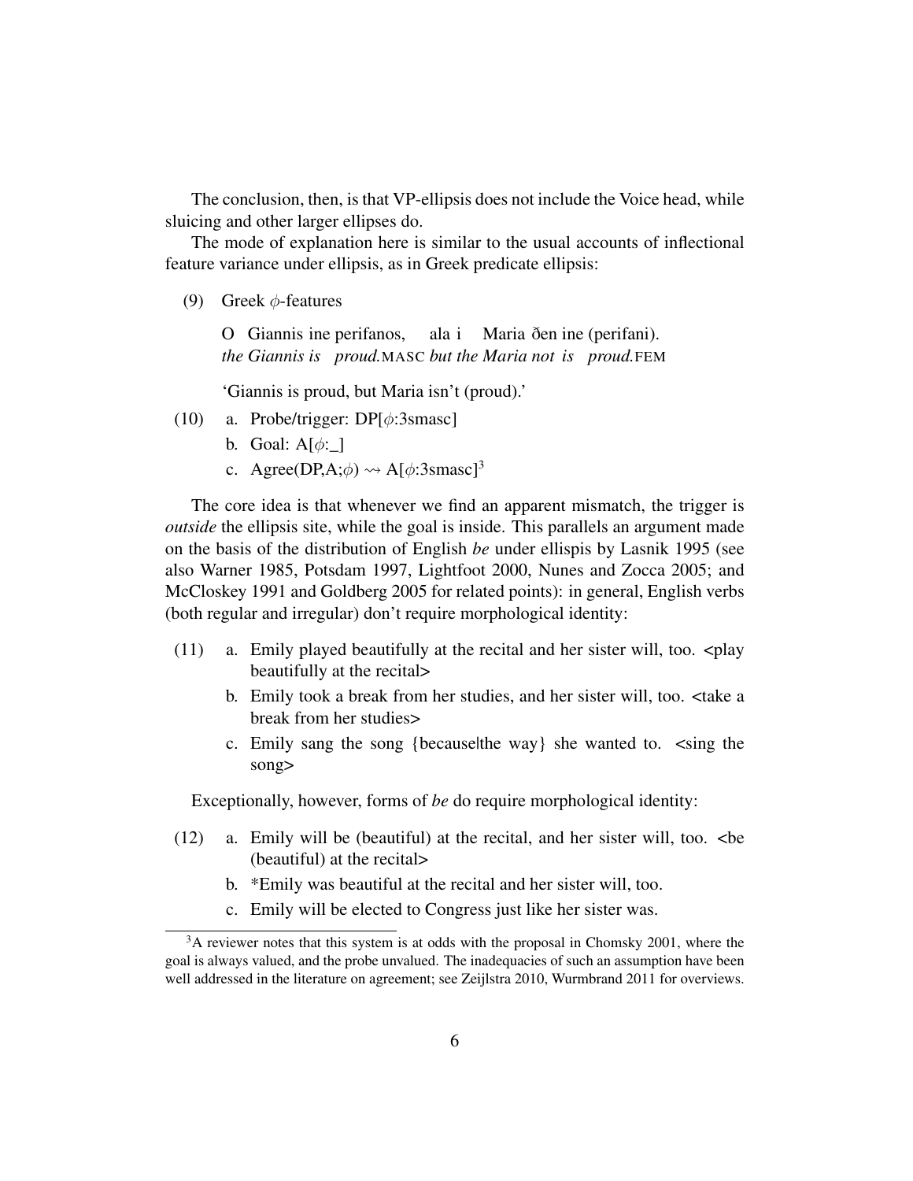The conclusion, then, is that VP-ellipsis does not include the Voice head, while sluicing and other larger ellipses do.

The mode of explanation here is similar to the usual accounts of inflectional feature variance under ellipsis, as in Greek predicate ellipsis:

(9) Greek $\phi$-features

O Giannis ine perifanos, ala i Maria ðen ine (perifani).
*the Giannis is proud.*MASC *but the Maria not is proud.*FEM

'Giannis is proud, but Maria isn't (proud).'

(10) a. Probe/trigger: DP[$\phi$:3smasc]

b. Goal: A[$\phi$:_]

c. Agree(DP,A;$\phi$) $\rightsquigarrow$ A[$\phi$:3smasc][3]

The core idea is that whenever we find an apparent mismatch, the trigger is *outside* the ellipsis site, while the goal is inside. This parallels an argument made on the basis of the distribution of English *be* under ellipsis by Lasnik 1995 (see also Warner 1985, Potsdam 1997, Lightfoot 2000, Nunes and Zocca 2005; and McCloskey 1991 and Goldberg 2005 for related points): in general, English verbs (both regular and irregular) don't require morphological identity:

(11) a. Emily played beautifully at the recital and her sister will, too. <play beautifully at the recital>

b. Emily took a break from her studies, and her sister will, too. <take a break from her studies>

c. Emily sang the song {because|the way} she wanted to. <sing the song>

Exceptionally, however, forms of *be* do require morphological identity:

(12) a. Emily will be (beautiful) at the recital, and her sister will, too. <be (beautiful) at the recital>

b. *Emily was beautiful at the recital and her sister will, too.

c. Emily will be elected to Congress just like her sister was.

[3] A reviewer notes that this system is at odds with the proposal in Chomsky 2001, where the goal is always valued, and the probe unvalued. The inadequacies of such an assumption have been well addressed in the literature on agreement; see Zeijlstra 2010, Wurmbrand 2011 for overviews.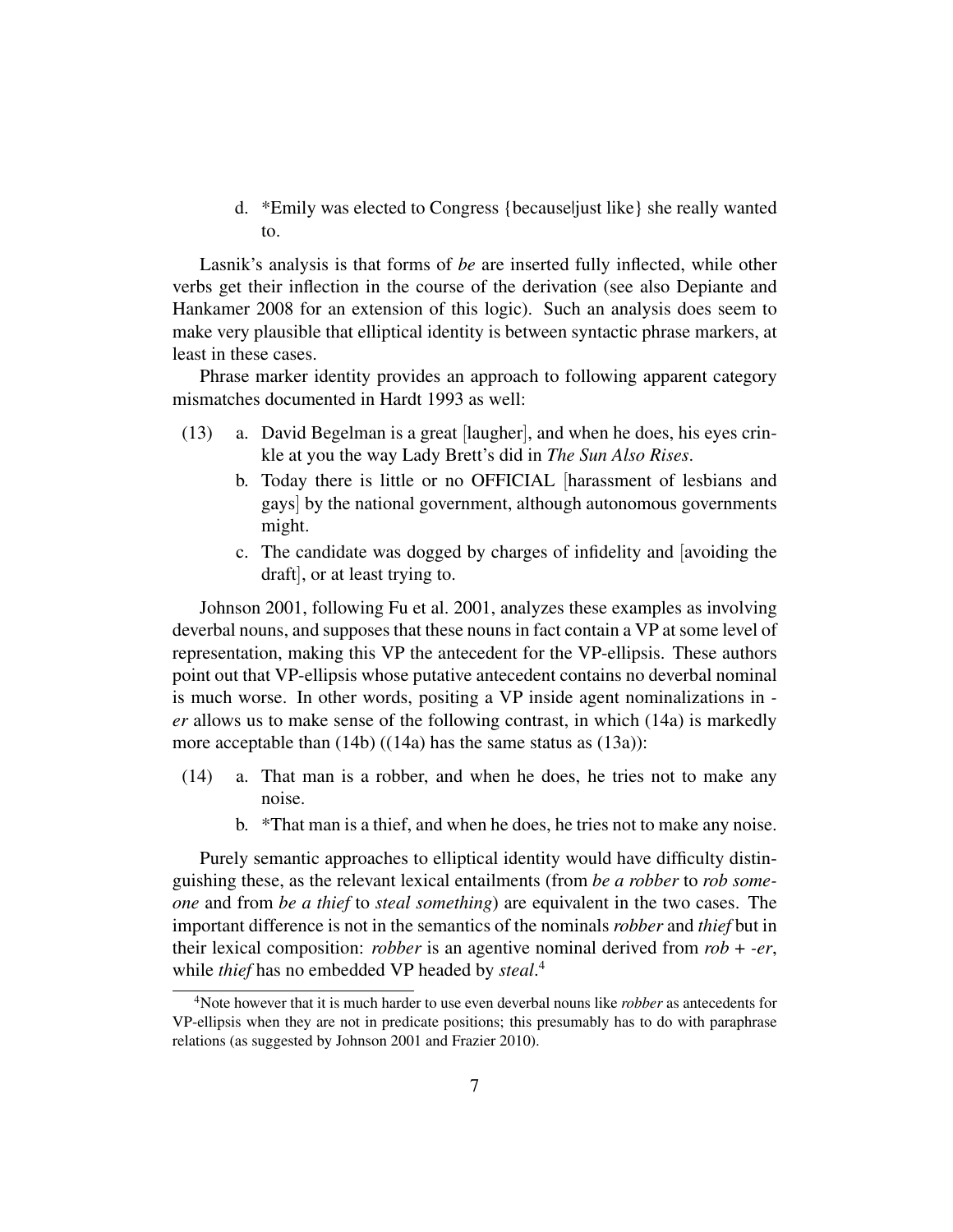d. *Emily was elected to Congress {because|just like} she really wanted to.

Lasnik's analysis is that forms of *be* are inserted fully inflected, while other verbs get their inflection in the course of the derivation (see also Depiante and Hankamer 2008 for an extension of this logic). Such an analysis does seem to make very plausible that elliptical identity is between syntactic phrase markers, at least in these cases.

Phrase marker identity provides an approach to following apparent category mismatches documented in Hardt 1993 as well:

(13) a. David Begelman is a great [laugher], and when he does, his eyes crinkle at you the way Lady Brett's did in *The Sun Also Rises*.

b. Today there is little or no OFFICIAL [harassment of lesbians and gays] by the national government, although autonomous governments might.

c. The candidate was dogged by charges of infidelity and [avoiding the draft], or at least trying to.

Johnson 2001, following Fu et al. 2001, analyzes these examples as involving deverbal nouns, and supposes that these nouns in fact contain a VP at some level of representation, making this VP the antecedent for the VP-ellipsis. These authors point out that VP-ellipsis whose putative antecedent contains no deverbal nominal is much worse. In other words, positing a VP inside agent nominalizations in *-er* allows us to make sense of the following contrast, in which (14a) is markedly more acceptable than (14b) ((14a) has the same status as (13a)):

(14) a. That man is a robber, and when he does, he tries not to make any noise.

b. *That man is a thief, and when he does, he tries not to make any noise.

Purely semantic approaches to elliptical identity would have difficulty distinguishing these, as the relevant lexical entailments (from *be a robber* to *rob someone* and from *be a thief* to *steal something*) are equivalent in the two cases. The important difference is not in the semantics of the nominals *robber* and *thief* but in their lexical composition: *robber* is an agentive nominal derived from *rob* + *-er*, while *thief* has no embedded VP headed by *steal*.[4]

[4]Note however that it is much harder to use even deverbal nouns like *robber* as antecedents for VP-ellipsis when they are not in predicate positions; this presumably has to do with paraphrase relations (as suggested by Johnson 2001 and Frazier 2010).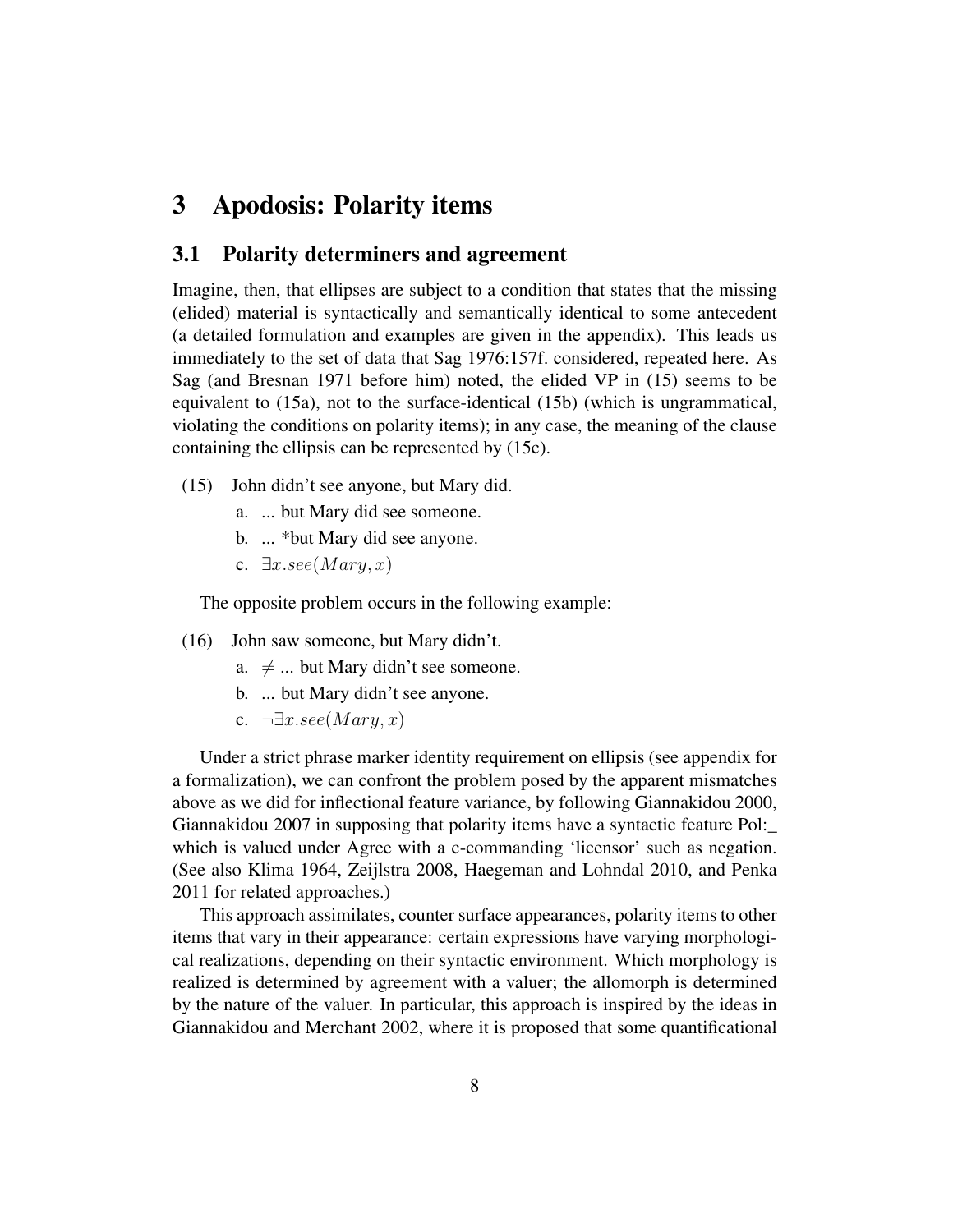# 3 Apodosis: Polarity items

## 3.1 Polarity determiners and agreement

Imagine, then, that ellipses are subject to a condition that states that the missing (elided) material is syntactically and semantically identical to some antecedent (a detailed formulation and examples are given in the appendix). This leads us immediately to the set of data that Sag 1976:157f. considered, repeated here. As Sag (and Bresnan 1971 before him) noted, the elided VP in (15) seems to be equivalent to (15a), not to the surface-identical (15b) (which is ungrammatical, violating the conditions on polarity items); in any case, the meaning of the clause containing the ellipsis can be represented by (15c).

(15) John didn't see anyone, but Mary did.

  a. ... but Mary did see someone.

  b. ... *but Mary did see anyone.

  c. $\exists x.see(Mary, x)$

The opposite problem occurs in the following example:

(16) John saw someone, but Mary didn't.

  a. $\neq$ ... but Mary didn't see someone.

  b. ... but Mary didn't see anyone.

  c. $\neg\exists x.see(Mary, x)$

Under a strict phrase marker identity requirement on ellipsis (see appendix for a formalization), we can confront the problem posed by the apparent mismatches above as we did for inflectional feature variance, by following Giannakidou 2000, Giannakidou 2007 in supposing that polarity items have a syntactic feature Pol:_ which is valued under Agree with a c-commanding 'licensor' such as negation. (See also Klima 1964, Zeijlstra 2008, Haegeman and Lohndal 2010, and Penka 2011 for related approaches.)

This approach assimilates, counter surface appearances, polarity items to other items that vary in their appearance: certain expressions have varying morphological realizations, depending on their syntactic environment. Which morphology is realized is determined by agreement with a valuer; the allomorph is determined by the nature of the valuer. In particular, this approach is inspired by the ideas in Giannakidou and Merchant 2002, where it is proposed that some quantificational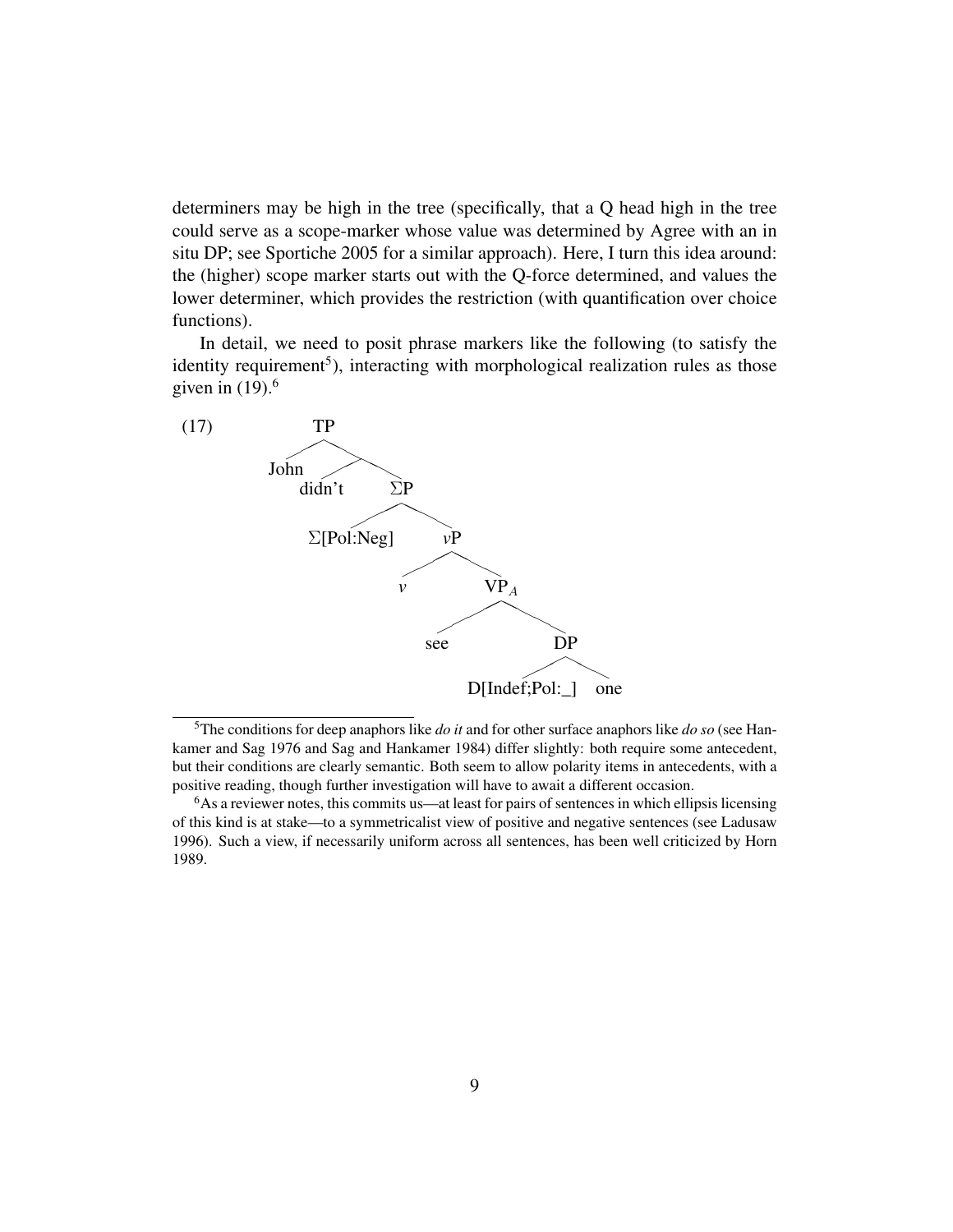determiners may be high in the tree (specifically, that a Q head high in the tree could serve as a scope-marker whose value was determined by Agree with an in situ DP; see Sportiche 2005 for a similar approach). Here, I turn this idea around: the (higher) scope marker starts out with the Q-force determined, and values the lower determiner, which provides the restriction (with quantification over choice functions).

In detail, we need to posit phrase markers like the following (to satisfy the identity requirement[5]), interacting with morphological realization rules as those given in (19).[6]

(17)

```
TP
├── John
└── 
    ├── didn't
    └── ΣP
        ├── Σ[Pol:Neg]
        └── vP
            ├── v
            └── VP_A
                ├── see
                └── DP
                    ├── D[Indef;Pol:_]
                    └── one
```

---

[5] The conditions for deep anaphors like *do it* and for other surface anaphors like *do so* (see Hankamer and Sag 1976 and Sag and Hankamer 1984) differ slightly: both require some antecedent, but their conditions are clearly semantic. Both seem to allow polarity items in antecedents, with a positive reading, though further investigation will have to await a different occasion.

[6] As a reviewer notes, this commits us—at least for pairs of sentences in which ellipsis licensing of this kind is at stake—to a symmetricalist view of positive and negative sentences (see Ladusaw 1996). Such a view, if necessarily uniform across all sentences, has been well criticized by Horn 1989.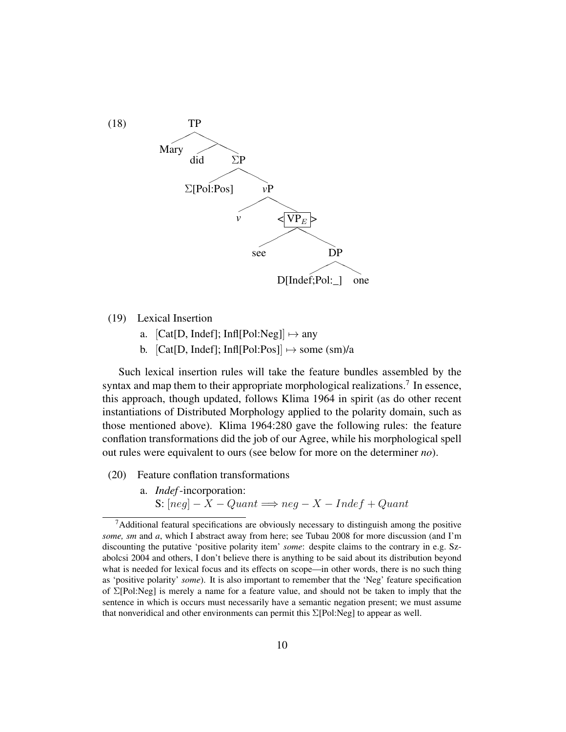(18)

```
TP
├── Mary
└── 
    ├── did
    └── ΣP
        ├── Σ[Pol:Pos]
        └── vP
            ├── v
            └── <[VP_E]>
                ├── see
                └── DP
                    ├── D[Indef;Pol:_]
                    └── one
```

(19) Lexical Insertion

a. [Cat[D, Indef]; Infl[Pol:Neg]] $\mapsto$ any

b. [Cat[D, Indef]; Infl[Pol:Pos]] $\mapsto$ some (sm)/a

Such lexical insertion rules will take the feature bundles assembled by the syntax and map them to their appropriate morphological realizations.[7] In essence, this approach, though updated, follows Klima 1964 in spirit (as do other recent instantiations of Distributed Morphology applied to the polarity domain, such as those mentioned above). Klima 1964:280 gave the following rules: the feature conflation transformations did the job of our Agree, while his morphological spell out rules were equivalent to ours (see below for more on the determiner *no*).

(20) Feature conflation transformations

a. *Indef*-incorporation:
S: $[neg] - X - Quant \Longrightarrow neg - X - Indef + Quant$

[7]Additional featural specifications are obviously necessary to distinguish among the positive *some, sm* and *a*, which I abstract away from here; see Tubau 2008 for more discussion (and I'm discounting the putative 'positive polarity item' *some*: despite claims to the contrary in e.g. Szabolcsi 2004 and others, I don't believe there is anything to be said about its distribution beyond what is needed for lexical focus and its effects on scope—in other words, there is no such thing as 'positive polarity' *some*). It is also important to remember that the 'Neg' feature specification of Σ[Pol:Neg] is merely a name for a feature value, and should not be taken to imply that the sentence in which is occurs must necessarily have a semantic negation present; we must assume that nonveridical and other environments can permit this Σ[Pol:Neg] to appear as well.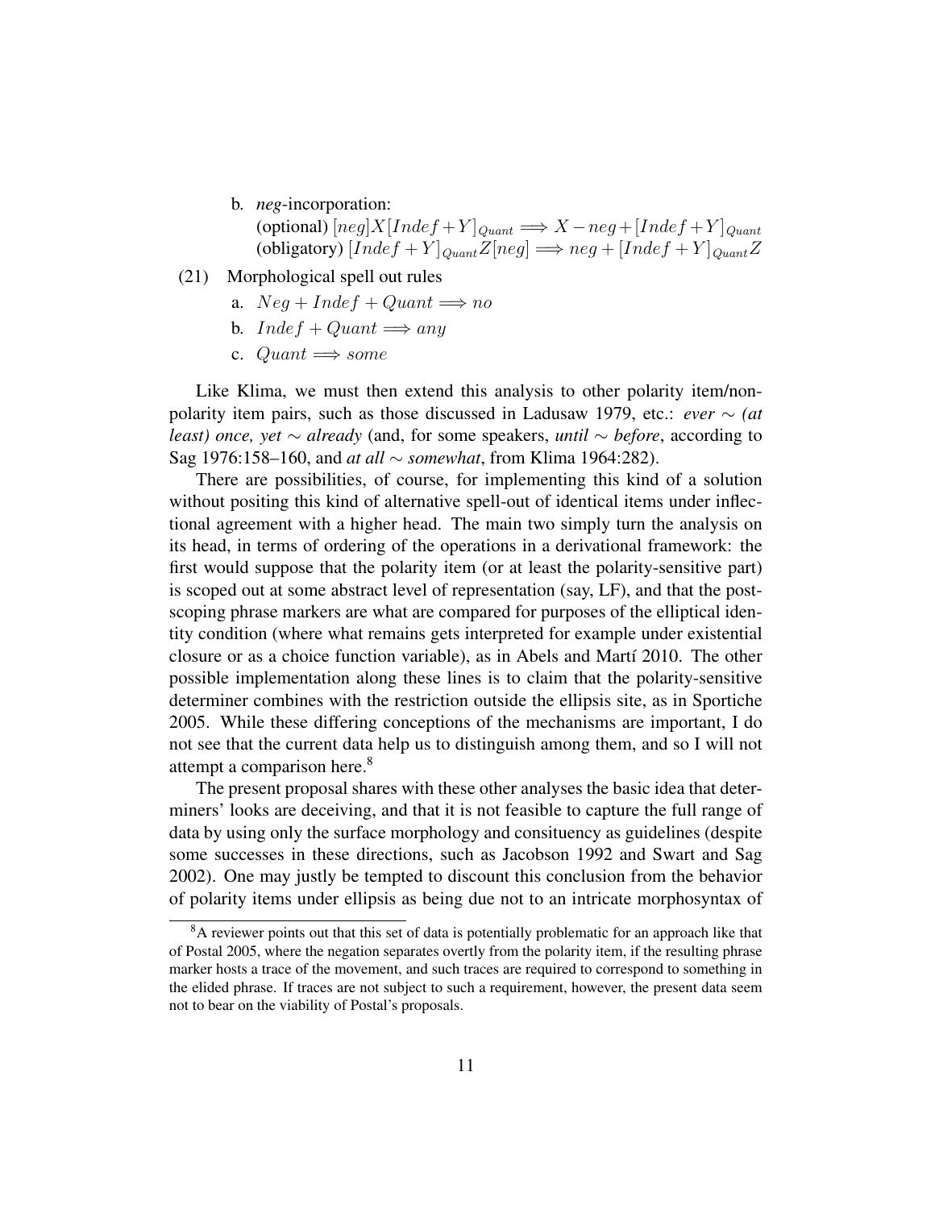b. *neg*-incorporation:
   (optional) $[neg]X[Indef+Y]_{Quant} \Longrightarrow X-neg+[Indef+Y]_{Quant}$
   (obligatory) $[Indef+Y]_{Quant}Z[neg] \Longrightarrow neg+[Indef+Y]_{Quant}Z$

(21) Morphological spell out rules

a. $Neg + Indef + Quant \Longrightarrow no$

b. $Indef + Quant \Longrightarrow any$

c. $Quant \Longrightarrow some$

Like Klima, we must then extend this analysis to other polarity item/non-polarity item pairs, such as those discussed in Ladusaw 1979, etc.: *ever* ∼ *(at least) once, yet* ∼ *already* (and, for some speakers, *until* ∼ *before*, according to Sag 1976:158–160, and *at all* ∼ *somewhat*, from Klima 1964:282).

There are possibilities, of course, for implementing this kind of a solution without positing this kind of alternative spell-out of identical items under inflectional agreement with a higher head. The main two simply turn the analysis on its head, in terms of ordering of the operations in a derivational framework: the first would suppose that the polarity item (or at least the polarity-sensitive part) is scoped out at some abstract level of representation (say, LF), and that the post-scoping phrase markers are what are compared for purposes of the elliptical identity condition (where what remains gets interpreted for example under existential closure or as a choice function variable), as in Abels and Martí 2010. The other possible implementation along these lines is to claim that the polarity-sensitive determiner combines with the restriction outside the ellipsis site, as in Sportiche 2005. While these differing conceptions of the mechanisms are important, I do not see that the current data help us to distinguish among them, and so I will not attempt a comparison here.[8]

The present proposal shares with these other analyses the basic idea that determiners' looks are deceiving, and that it is not feasible to capture the full range of data by using only the surface morphology and consituency as guidelines (despite some successes in these directions, such as Jacobson 1992 and Swart and Sag 2002). One may justly be tempted to discount this conclusion from the behavior of polarity items under ellipsis as being due not to an intricate morphosyntax of

[8] A reviewer points out that this set of data is potentially problematic for an approach like that of Postal 2005, where the negation separates overtly from the polarity item, if the resulting phrase marker hosts a trace of the movement, and such traces are required to correspond to something in the elided phrase. If traces are not subject to such a requirement, however, the present data seem not to bear on the viability of Postal's proposals.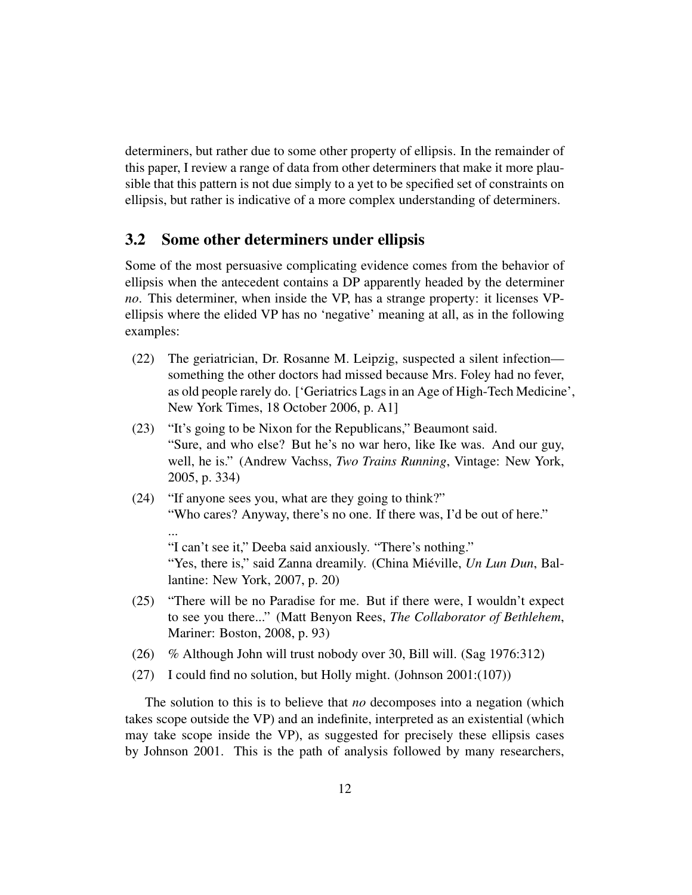determiners, but rather due to some other property of ellipsis. In the remainder of this paper, I review a range of data from other determiners that make it more plausible that this pattern is not due simply to a yet to be specified set of constraints on ellipsis, but rather is indicative of a more complex understanding of determiners.

### 3.2 Some other determiners under ellipsis

Some of the most persuasive complicating evidence comes from the behavior of ellipsis when the antecedent contains a DP apparently headed by the determiner *no*. This determiner, when inside the VP, has a strange property: it licenses VP-ellipsis where the elided VP has no 'negative' meaning at all, as in the following examples:

(22) The geriatrician, Dr. Rosanne M. Leipzig, suspected a silent infection—something the other doctors had missed because Mrs. Foley had no fever, as old people rarely do. ['Geriatrics Lags in an Age of High-Tech Medicine', New York Times, 18 October 2006, p. A1]

(23) "It's going to be Nixon for the Republicans," Beaumont said.
"Sure, and who else? But he's no war hero, like Ike was. And our guy, well, he is." (Andrew Vachss, *Two Trains Running*, Vintage: New York, 2005, p. 334)

(24) "If anyone sees you, what are they going to think?"
"Who cares? Anyway, there's no one. If there was, I'd be out of here."
...
"I can't see it," Deeba said anxiously. "There's nothing."
"Yes, there is," said Zanna dreamily. (China Miéville, *Un Lun Dun*, Ballantine: New York, 2007, p. 20)

(25) "There will be no Paradise for me. But if there were, I wouldn't expect to see you there..." (Matt Benyon Rees, *The Collaborator of Bethlehem*, Mariner: Boston, 2008, p. 93)

(26) % Although John will trust nobody over 30, Bill will. (Sag 1976:312)

(27) I could find no solution, but Holly might. (Johnson 2001:(107))

The solution to this is to believe that *no* decomposes into a negation (which takes scope outside the VP) and an indefinite, interpreted as an existential (which may take scope inside the VP), as suggested for precisely these ellipsis cases by Johnson 2001. This is the path of analysis followed by many researchers,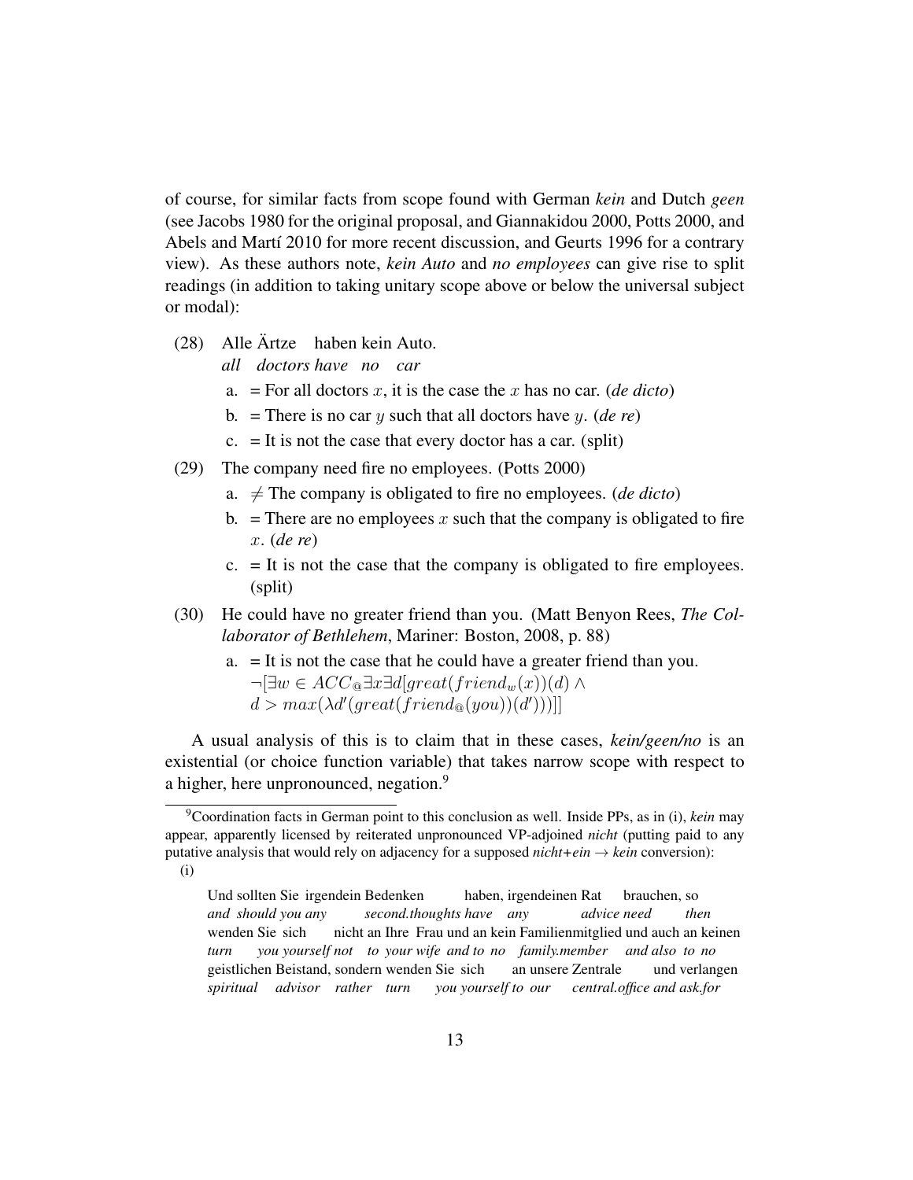of course, for similar facts from scope found with German *kein* and Dutch *geen* (see Jacobs 1980 for the original proposal, and Giannakidou 2000, Potts 2000, and Abels and Martí 2010 for more recent discussion, and Geurts 1996 for a contrary view). As these authors note, *kein Auto* and *no employees* can give rise to split readings (in addition to taking unitary scope above or below the universal subject or modal):

(28) Alle Ärtze haben kein Auto.
*all doctors have no car*

a. = For all doctors $x$, it is the case the $x$ has no car. (*de dicto*)

b. = There is no car $y$ such that all doctors have $y$. (*de re*)

c. = It is not the case that every doctor has a car. (split)

(29) The company need fire no employees. (Potts 2000)

a. $\neq$ The company is obligated to fire no employees. (*de dicto*)

b. = There are no employees $x$ such that the company is obligated to fire $x$. (*de re*)

c. = It is not the case that the company is obligated to fire employees. (split)

(30) He could have no greater friend than you. (Matt Benyon Rees, *The Collaborator of Bethlehem*, Mariner: Boston, 2008, p. 88)

a. = It is not the case that he could have a greater friend than you.
$\neg[\exists w \in ACC_{@} \exists x \exists d[great(friend_w(x))(d) \wedge d > max(\lambda d'(great(friend_{@}(you))(d')))]]$

A usual analysis of this is to claim that in these cases, *kein/geen/no* is an existential (or choice function variable) that takes narrow scope with respect to a higher, here unpronounced, negation.[9]

[9] Coordination facts in German point to this conclusion as well. Inside PPs, as in (i), *kein* may appear, apparently licensed by reiterated unpronounced VP-adjoined *nicht* (putting paid to any putative analysis that would rely on adjacency for a supposed *nicht+ein* → *kein* conversion):

(i)

Und sollten Sie irgendein Bedenken haben, irgendeinen Rat brauchen, so
*and should you any second.thoughts have any advice need then*
wenden Sie sich nicht an Ihre Frau und an kein Familienmitglied und auch an keinen
*turn you yourself not to your wife and to no family.member and also to no*
geistlichen Beistand, sondern wenden Sie sich an unsere Zentrale und verlangen
*spiritual advisor rather turn you yourself to our central.office and ask.for*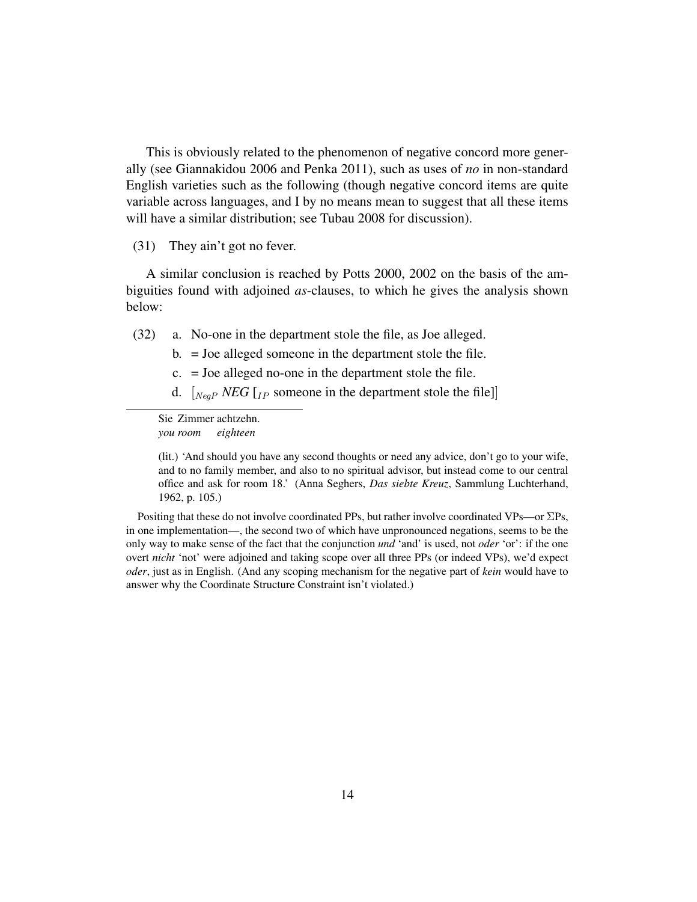This is obviously related to the phenomenon of negative concord more generally (see Giannakidou 2006 and Penka 2011), such as uses of *no* in non-standard English varieties such as the following (though negative concord items are quite variable across languages, and I by no means mean to suggest that all these items will have a similar distribution; see Tubau 2008 for discussion).

(31) They ain't got no fever.

A similar conclusion is reached by Potts 2000, 2002 on the basis of the ambiguities found with adjoined *as*-clauses, to which he gives the analysis shown below:

(32) a. No-one in the department stole the file, as Joe alleged.
  b. = Joe alleged someone in the department stole the file.
  c. = Joe alleged no-one in the department stole the file.
  d. $[_{NegP}$ *NEG* $[_{IP}$ someone in the department stole the file$]]$

---

Sie Zimmer achtzehn.
*you room eighteen*

(lit.) 'And should you have any second thoughts or need any advice, don't go to your wife, and to no family member, and also to no spiritual advisor, but instead come to our central office and ask for room 18.' (Anna Seghers, *Das siebte Kreuz*, Sammlung Luchterhand, 1962, p. 105.)

Positing that these do not involve coordinated PPs, but rather involve coordinated VPs—or $\Sigma$Ps, in one implementation—, the second two of which have unpronounced negations, seems to be the only way to make sense of the fact that the conjunction *und* 'and' is used, not *oder* 'or': if the one overt *nicht* 'not' were adjoined and taking scope over all three PPs (or indeed VPs), we'd expect *oder*, just as in English. (And any scoping mechanism for the negative part of *kein* would have to answer why the Coordinate Structure Constraint isn't violated.)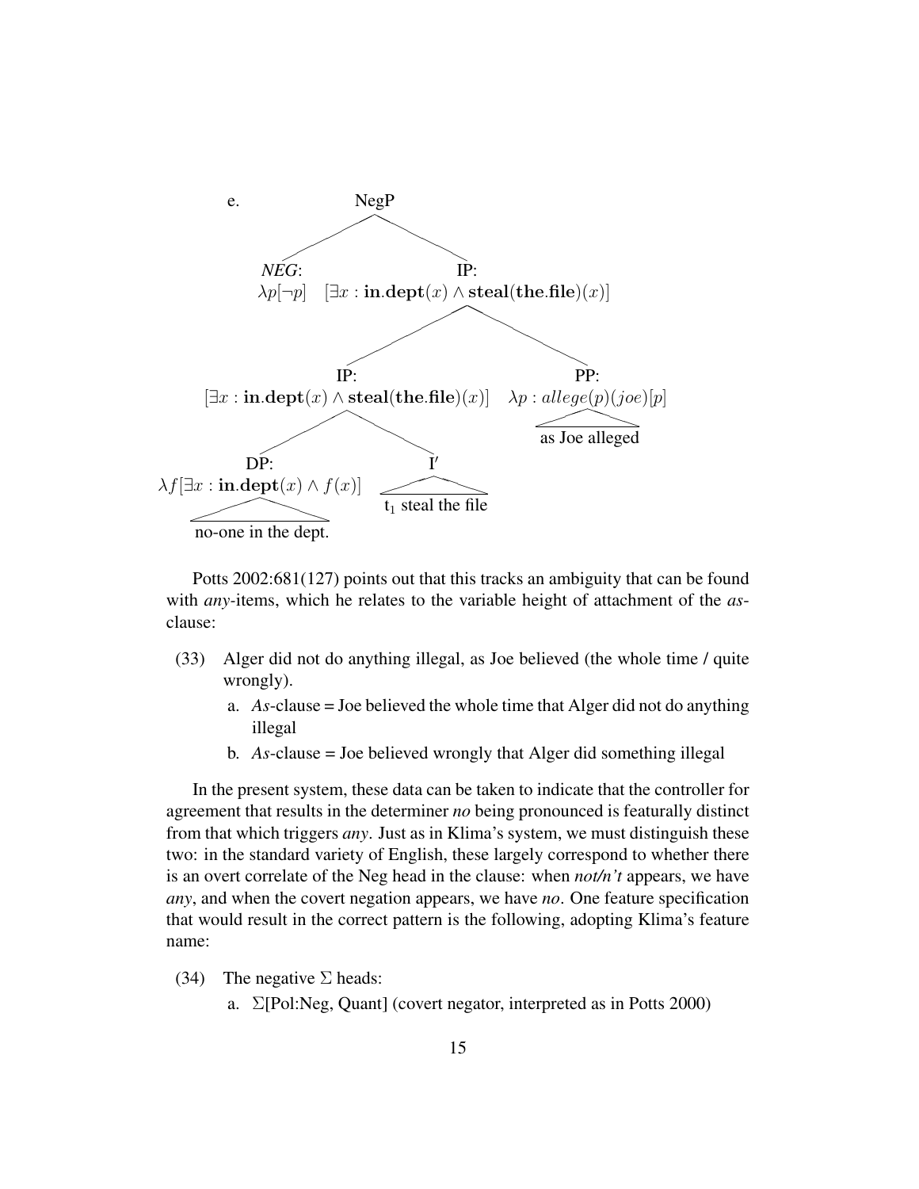e. Tree diagram:

- NegP
  - *NEG*: $\lambda p[\neg p]$
  - IP: $[\exists x : \mathbf{in.dept}(x) \wedge \mathbf{steal}(\mathbf{the.file})(x)]$
    - IP: $[\exists x : \mathbf{in.dept}(x) \wedge \mathbf{steal}(\mathbf{the.file})(x)]$
      - DP: $\lambda f[\exists x : \mathbf{in.dept}(x) \wedge f(x)]$ — no-one in the dept.
      - I′ — $t_1$ steal the file
    - PP: $\lambda p : allege(p)(joe)[p]$ — as Joe alleged

Potts 2002:681(127) points out that this tracks an ambiguity that can be found with *any*-items, which he relates to the variable height of attachment of the *as*-clause:

(33) Alger did not do anything illegal, as Joe believed (the whole time / quite wrongly).

  a. *As*-clause = Joe believed the whole time that Alger did not do anything illegal

  b. *As*-clause = Joe believed wrongly that Alger did something illegal

In the present system, these data can be taken to indicate that the controller for agreement that results in the determiner *no* being pronounced is featurally distinct from that which triggers *any*. Just as in Klima's system, we must distinguish these two: in the standard variety of English, these largely correspond to whether there is an overt correlate of the Neg head in the clause: when *not/n't* appears, we have *any*, and when the covert negation appears, we have *no*. One feature specification that would result in the correct pattern is the following, adopting Klima's feature name:

(34) The negative $\Sigma$ heads:

  a. $\Sigma$[Pol:Neg, Quant] (covert negator, interpreted as in Potts 2000)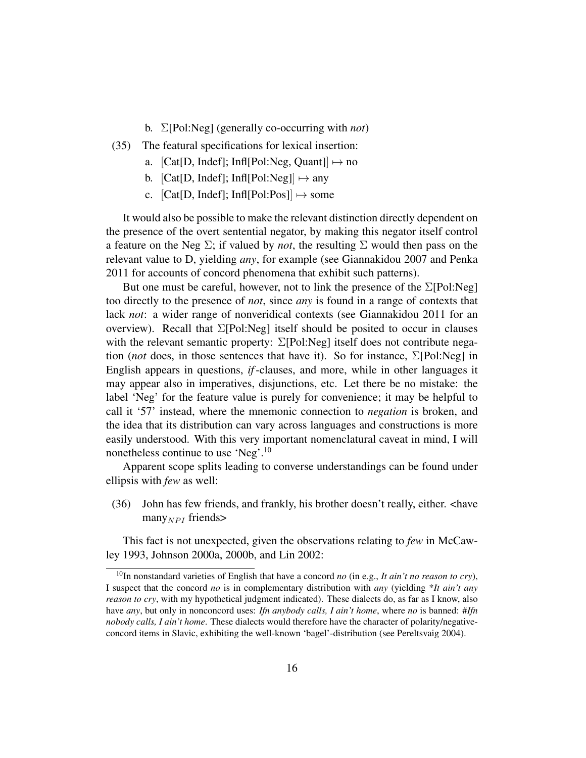b. Σ[Pol:Neg] (generally co-occurring with *not*)

(35) The featural specifications for lexical insertion:

a. [Cat[D, Indef]; Infl[Pol:Neg, Quant]] $\mapsto$ no

b. [Cat[D, Indef]; Infl[Pol:Neg]] $\mapsto$ any

c. [Cat[D, Indef]; Infl[Pol:Pos]] $\mapsto$ some

It would also be possible to make the relevant distinction directly dependent on the presence of the overt sentential negator, by making this negator itself control a feature on the Neg Σ; if valued by *not*, the resulting Σ would then pass on the relevant value to D, yielding *any*, for example (see Giannakidou 2007 and Penka 2011 for accounts of concord phenomena that exhibit such patterns).

But one must be careful, however, not to link the presence of the Σ[Pol:Neg] too directly to the presence of *not*, since *any* is found in a range of contexts that lack *not*: a wider range of nonveridical contexts (see Giannakidou 2011 for an overview). Recall that Σ[Pol:Neg] itself should be posited to occur in clauses with the relevant semantic property: Σ[Pol:Neg] itself does not contribute negation (*not* does, in those sentences that have it). So for instance, Σ[Pol:Neg] in English appears in questions, *if*-clauses, and more, while in other languages it may appear also in imperatives, disjunctions, etc. Let there be no mistake: the label 'Neg' for the feature value is purely for convenience; it may be helpful to call it '57' instead, where the mnemonic connection to *negation* is broken, and the idea that its distribution can vary across languages and constructions is more easily understood. With this very important nomenclatural caveat in mind, I will nonetheless continue to use 'Neg'.[10]

Apparent scope splits leading to converse understandings can be found under ellipsis with *few* as well:

(36) John has few friends, and frankly, his brother doesn't really, either. <have many$_{NPI}$ friends>

This fact is not unexpected, given the observations relating to *few* in McCawley 1993, Johnson 2000a, 2000b, and Lin 2002:

[10]In nonstandard varieties of English that have a concord *no* (in e.g., *It ain't no reason to cry*), I suspect that the concord *no* is in complementary distribution with *any* (yielding \**It ain't any reason to cry*, with my hypothetical judgment indicated). These dialects do, as far as I know, also have *any*, but only in nonconcord uses: *Ifn anybody calls, I ain't home*, where *no* is banned: #*Ifn nobody calls, I ain't home*. These dialects would therefore have the character of polarity/negative-concord items in Slavic, exhibiting the well-known 'bagel'-distribution (see Pereltsvaig 2004).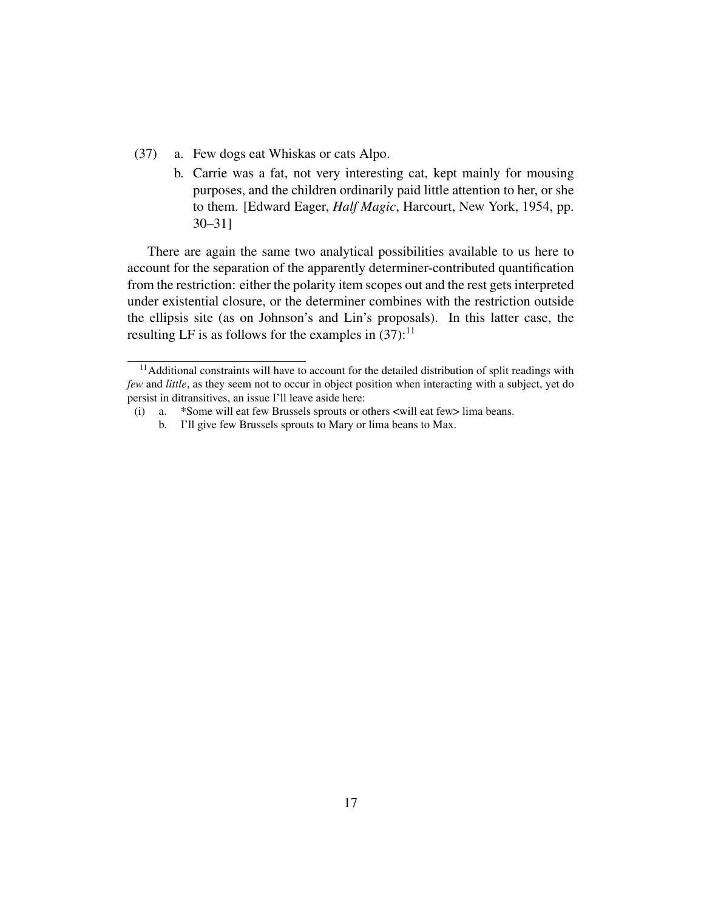(37) a. Few dogs eat Whiskas or cats Alpo.

b. Carrie was a fat, not very interesting cat, kept mainly for mousing purposes, and the children ordinarily paid little attention to her, or she to them. [Edward Eager, *Half Magic*, Harcourt, New York, 1954, pp. 30–31]

There are again the same two analytical possibilities available to us here to account for the separation of the apparently determiner-contributed quantification from the restriction: either the polarity item scopes out and the rest gets interpreted under existential closure, or the determiner combines with the restriction outside the ellipsis site (as on Johnson's and Lin's proposals). In this latter case, the resulting LF is as follows for the examples in (37):[11]

---

[11] Additional constraints will have to account for the detailed distribution of split readings with *few* and *little*, as they seem not to occur in object position when interacting with a subject, yet do persist in ditransitives, an issue I'll leave aside here:

(i) a. *Some will eat few Brussels sprouts or others <will eat few> lima beans.

b. I'll give few Brussels sprouts to Mary or lima beans to Max.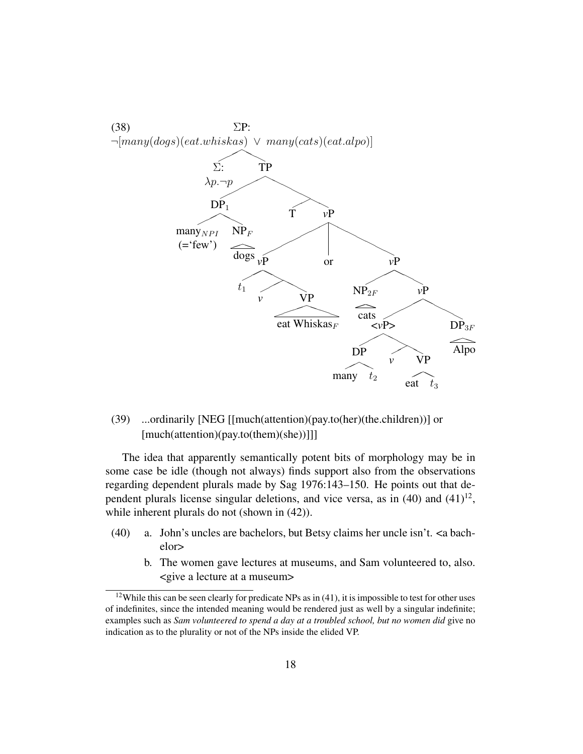(38) ΣP: $\neg[many(dogs)(eat.whiskas) \vee many(cats)(eat.alpo)]$

```
ΣP: ¬[many(dogs)(eat.whiskas) ∨ many(cats)(eat.alpo)]
├── Σ: λp.¬p
└── TP
    ├── DP_1
    │   ├── many_NPI (='few')
    │   └── NP_F: dogs
    └── T'
        ├── T
        └── vP
            ├── vP
            │   ├── t_1
            │   └── v'
            │       ├── v
            │       └── VP: eat Whiskas_F
            ├── or
            └── vP
                ├── NP_2F: cats
                └── vP
                    ├── <vP>
                    │   ├── DP: many t_2
                    │   └── v'
                    │       ├── v
                    │       └── VP: eat t_3
                    └── DP_3F: Alpo
```

(39) ...ordinarily [NEG [[much(attention)(pay.to(her)(the.children))] or [much(attention)(pay.to(them)(she))]]]

The idea that apparently semantically potent bits of morphology may be in some case be idle (though not always) finds support also from the observations regarding dependent plurals made by Sag 1976:143–150. He points out that dependent plurals license singular deletions, and vice versa, as in (40) and (41)[12], while inherent plurals do not (shown in (42)).

(40) a. John's uncles are bachelors, but Betsy claims her uncle isn't. <a bachelor>

b. The women gave lectures at museums, and Sam volunteered to, also. <give a lecture at a museum>

[12] While this can be seen clearly for predicate NPs as in (41), it is impossible to test for other uses of indefinites, since the intended meaning would be rendered just as well by a singular indefinite; examples such as *Sam volunteered to spend a day at a troubled school, but no women did* give no indication as to the plurality or not of the NPs inside the elided VP.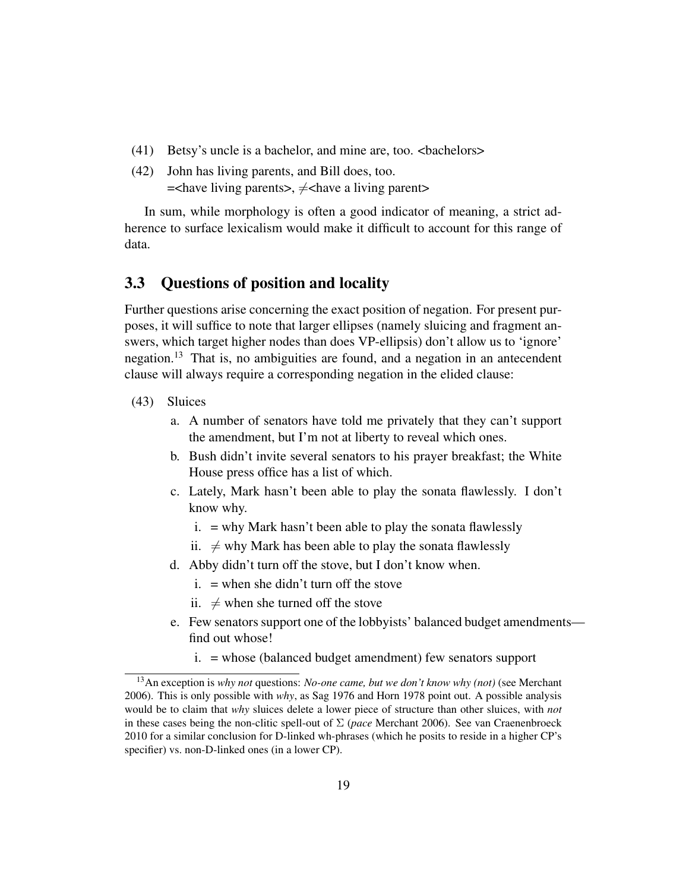(41) Betsy's uncle is a bachelor, and mine are, too. <bachelors>

(42) John has living parents, and Bill does, too.
=<have living parents>, $\neq$<have a living parent>

In sum, while morphology is often a good indicator of meaning, a strict adherence to surface lexicalism would make it difficult to account for this range of data.

## 3.3 Questions of position and locality

Further questions arise concerning the exact position of negation. For present purposes, it will suffice to note that larger ellipses (namely sluicing and fragment answers, which target higher nodes than does VP-ellipsis) don't allow us to 'ignore' negation.[13] That is, no ambiguities are found, and a negation in an antecendent clause will always require a corresponding negation in the elided clause:

(43) Sluices

a. A number of senators have told me privately that they can't support the amendment, but I'm not at liberty to reveal which ones.

b. Bush didn't invite several senators to his prayer breakfast; the White House press office has a list of which.

c. Lately, Mark hasn't been able to play the sonata flawlessly. I don't know why.

   i. = why Mark hasn't been able to play the sonata flawlessly

   ii. $\neq$ why Mark has been able to play the sonata flawlessly

d. Abby didn't turn off the stove, but I don't know when.

   i. = when she didn't turn off the stove

   ii. $\neq$ when she turned off the stove

e. Few senators support one of the lobbyists' balanced budget amendments—find out whose!

   i. = whose (balanced budget amendment) few senators support

[13] An exception is *why not* questions: *No-one came, but we don't know why (not)* (see Merchant 2006). This is only possible with *why*, as Sag 1976 and Horn 1978 point out. A possible analysis would be to claim that *why* sluices delete a lower piece of structure than other sluices, with *not* in these cases being the non-clitic spell-out of $\Sigma$ (*pace* Merchant 2006). See van Craenenbroeck 2010 for a similar conclusion for D-linked wh-phrases (which he posits to reside in a higher CP's specifier) vs. non-D-linked ones (in a lower CP).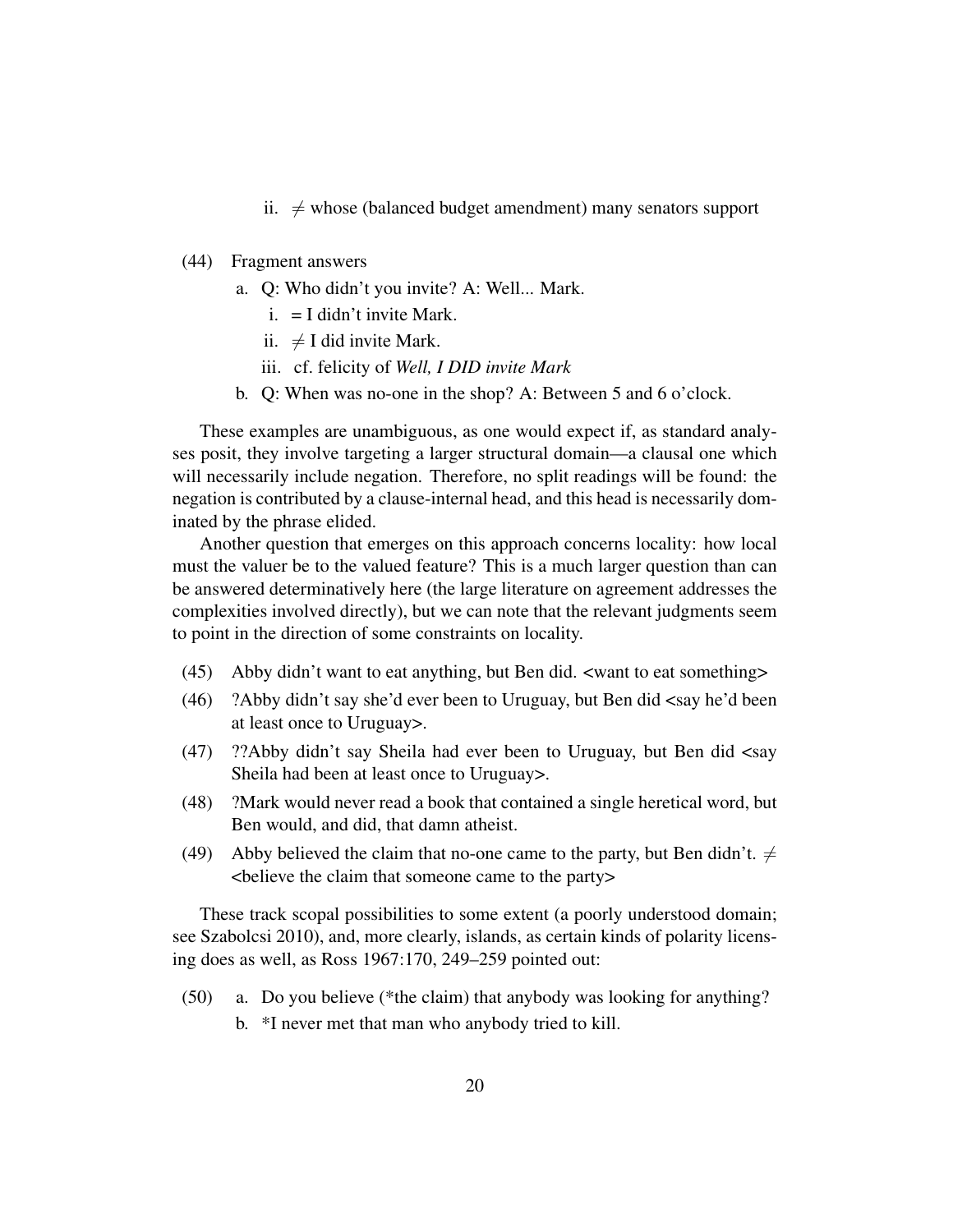ii. ≠ whose (balanced budget amendment) many senators support

(44) Fragment answers

a. Q: Who didn't you invite? A: Well... Mark.

i. = I didn't invite Mark.

ii. ≠ I did invite Mark.

iii. cf. felicity of *Well, I DID invite Mark*

b. Q: When was no-one in the shop? A: Between 5 and 6 o'clock.

These examples are unambiguous, as one would expect if, as standard analyses posit, they involve targeting a larger structural domain—a clausal one which will necessarily include negation. Therefore, no split readings will be found: the negation is contributed by a clause-internal head, and this head is necessarily dominated by the phrase elided.

Another question that emerges on this approach concerns locality: how local must the valuer be to the valued feature? This is a much larger question than can be answered determinatively here (the large literature on agreement addresses the complexities involved directly), but we can note that the relevant judgments seem to point in the direction of some constraints on locality.

(45) Abby didn't want to eat anything, but Ben did. <want to eat something>

(46) ?Abby didn't say she'd ever been to Uruguay, but Ben did <say he'd been at least once to Uruguay>.

(47) ??Abby didn't say Sheila had ever been to Uruguay, but Ben did <say Sheila had been at least once to Uruguay>.

(48) ?Mark would never read a book that contained a single heretical word, but Ben would, and did, that damn atheist.

(49) Abby believed the claim that no-one came to the party, but Ben didn't. ≠ <believe the claim that someone came to the party>

These track scopal possibilities to some extent (a poorly understood domain; see Szabolcsi 2010), and, more clearly, islands, as certain kinds of polarity licensing does as well, as Ross 1967:170, 249–259 pointed out:

(50) a. Do you believe (*the claim) that anybody was looking for anything?

b. *I never met that man who anybody tried to kill.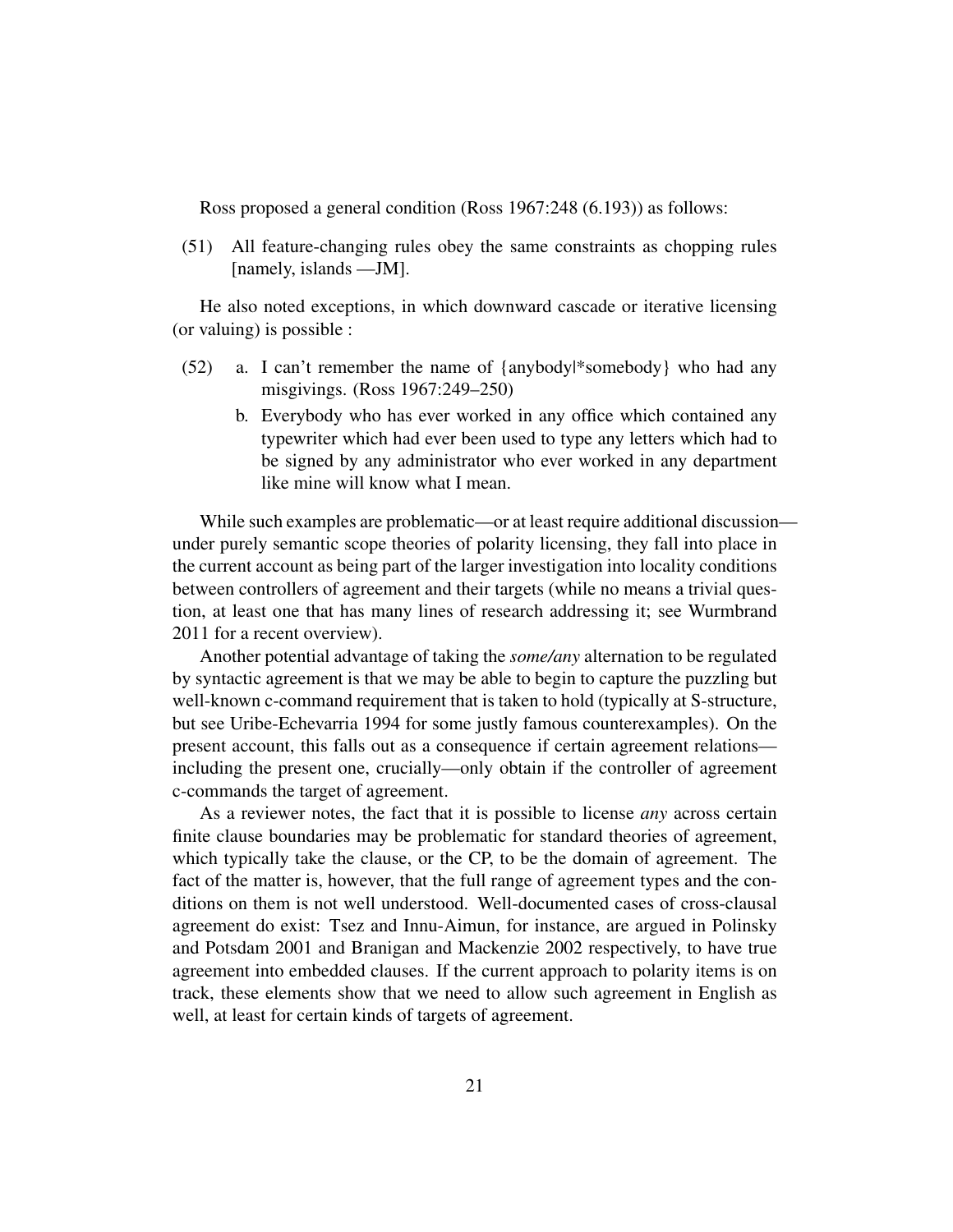Ross proposed a general condition (Ross 1967:248 (6.193)) as follows:

(51) All feature-changing rules obey the same constraints as chopping rules [namely, islands —JM].

He also noted exceptions, in which downward cascade or iterative licensing (or valuing) is possible :

(52) a. I can't remember the name of {anybody|*somebody} who had any misgivings. (Ross 1967:249–250)

b. Everybody who has ever worked in any office which contained any typewriter which had ever been used to type any letters which had to be signed by any administrator who ever worked in any department like mine will know what I mean.

While such examples are problematic—or at least require additional discussion—under purely semantic scope theories of polarity licensing, they fall into place in the current account as being part of the larger investigation into locality conditions between controllers of agreement and their targets (while no means a trivial question, at least one that has many lines of research addressing it; see Wurmbrand 2011 for a recent overview).

Another potential advantage of taking the *some/any* alternation to be regulated by syntactic agreement is that we may be able to begin to capture the puzzling but well-known c-command requirement that is taken to hold (typically at S-structure, but see Uribe-Echevarria 1994 for some justly famous counterexamples). On the present account, this falls out as a consequence if certain agreement relations—including the present one, crucially—only obtain if the controller of agreement c-commands the target of agreement.

As a reviewer notes, the fact that it is possible to license *any* across certain finite clause boundaries may be problematic for standard theories of agreement, which typically take the clause, or the CP, to be the domain of agreement. The fact of the matter is, however, that the full range of agreement types and the conditions on them is not well understood. Well-documented cases of cross-clausal agreement do exist: Tsez and Innu-Aimun, for instance, are argued in Polinsky and Potsdam 2001 and Branigan and Mackenzie 2002 respectively, to have true agreement into embedded clauses. If the current approach to polarity items is on track, these elements show that we need to allow such agreement in English as well, at least for certain kinds of targets of agreement.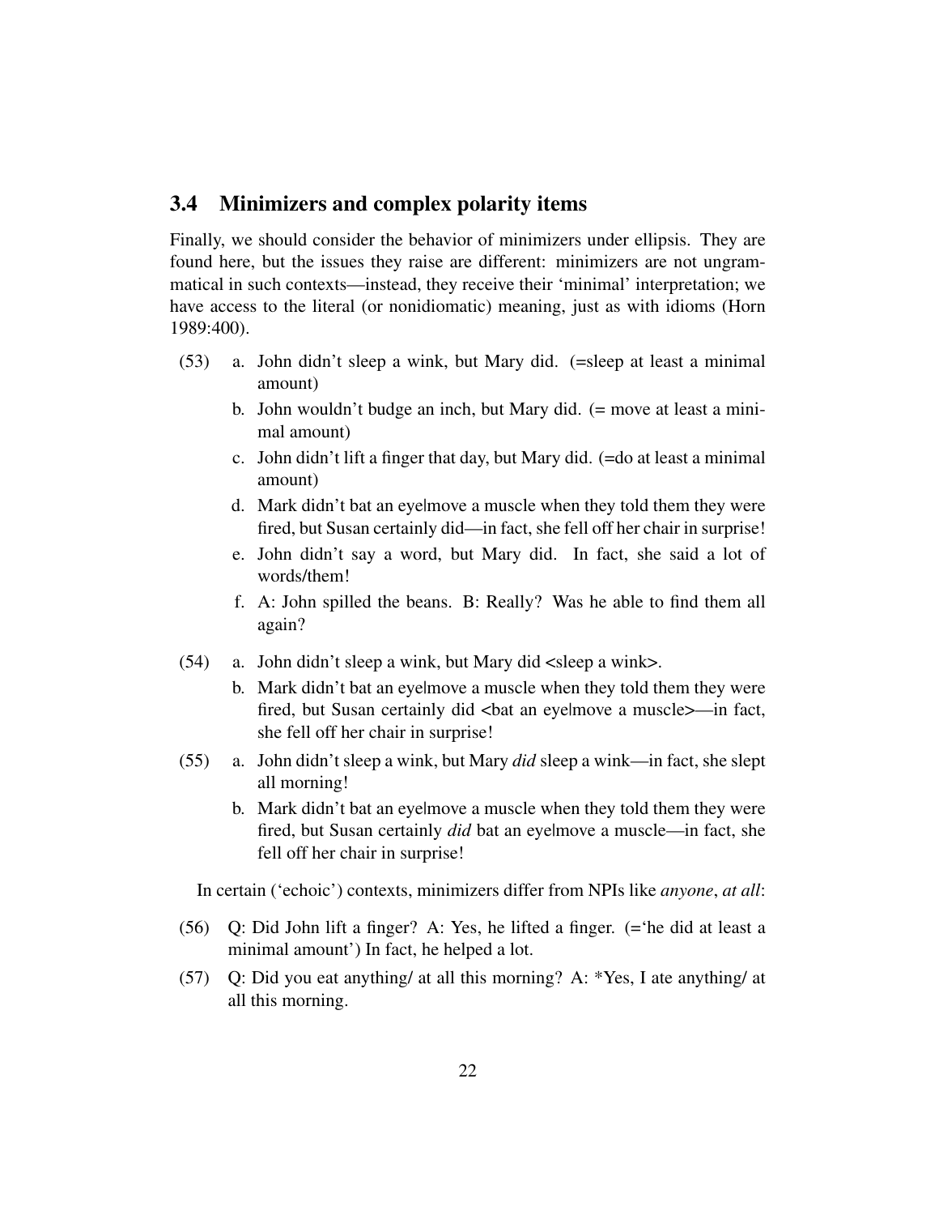## 3.4 Minimizers and complex polarity items

Finally, we should consider the behavior of minimizers under ellipsis. They are found here, but the issues they raise are different: minimizers are not ungrammatical in such contexts—instead, they receive their 'minimal' interpretation; we have access to the literal (or nonidiomatic) meaning, just as with idioms (Horn 1989:400).

(53)
a. John didn't sleep a wink, but Mary did. (=sleep at least a minimal amount)
b. John wouldn't budge an inch, but Mary did. (= move at least a minimal amount)
c. John didn't lift a finger that day, but Mary did. (=do at least a minimal amount)
d. Mark didn't bat an eye|move a muscle when they told them they were fired, but Susan certainly did—in fact, she fell off her chair in surprise!
e. John didn't say a word, but Mary did. In fact, she said a lot of words/them!
f. A: John spilled the beans. B: Really? Was he able to find them all again?

(54)
a. John didn't sleep a wink, but Mary did <sleep a wink>.
b. Mark didn't bat an eye|move a muscle when they told them they were fired, but Susan certainly did <bat an eye|move a muscle>—in fact, she fell off her chair in surprise!

(55)
a. John didn't sleep a wink, but Mary *did* sleep a wink—in fact, she slept all morning!
b. Mark didn't bat an eye|move a muscle when they told them they were fired, but Susan certainly *did* bat an eye|move a muscle—in fact, she fell off her chair in surprise!

In certain ('echoic') contexts, minimizers differ from NPIs like *anyone*, *at all*:

(56) Q: Did John lift a finger? A: Yes, he lifted a finger. (='he did at least a minimal amount') In fact, he helped a lot.

(57) Q: Did you eat anything/ at all this morning? A: *Yes, I ate anything/ at all this morning.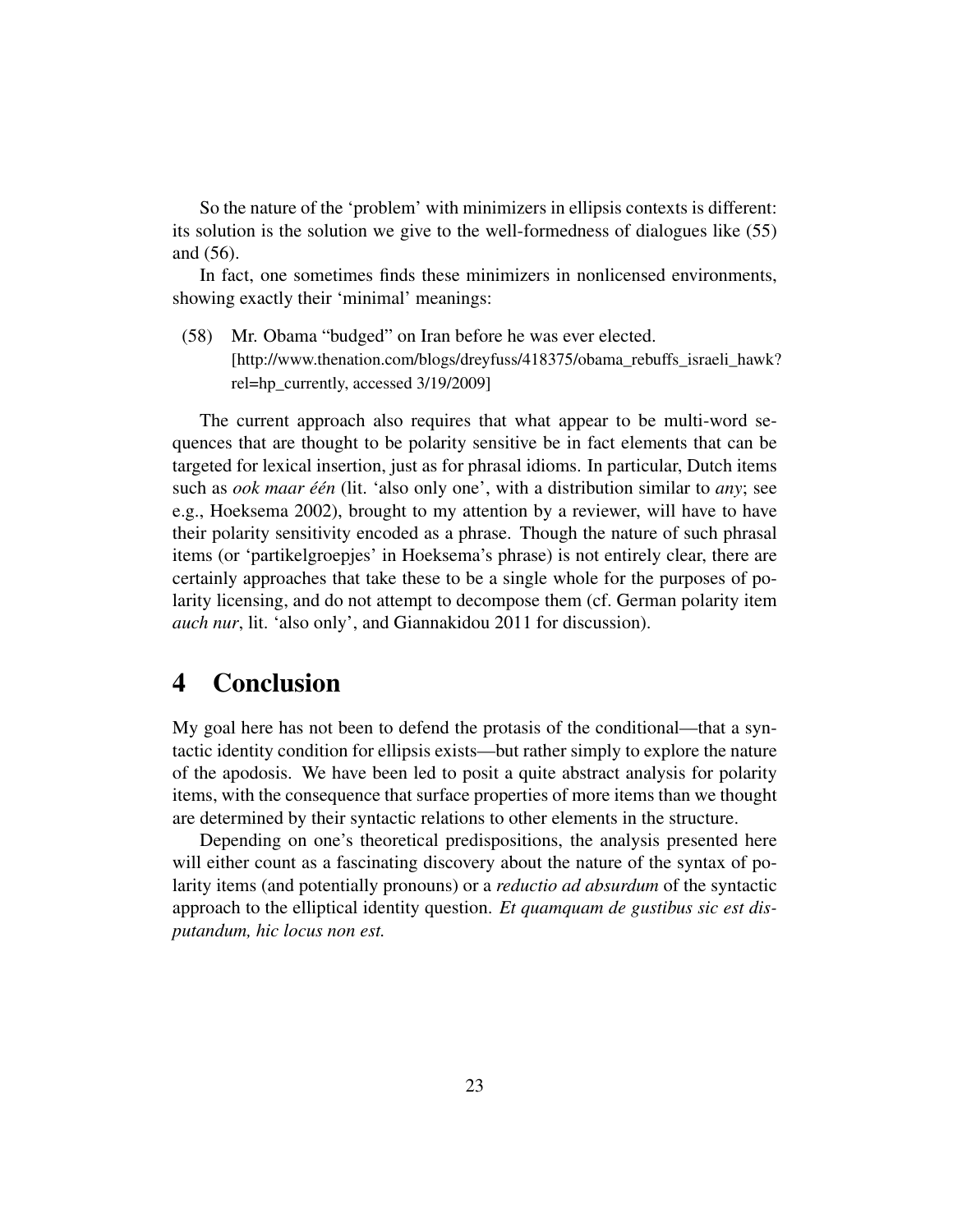So the nature of the 'problem' with minimizers in ellipsis contexts is different: its solution is the solution we give to the well-formedness of dialogues like (55) and (56).

In fact, one sometimes finds these minimizers in nonlicensed environments, showing exactly their 'minimal' meanings:

(58) Mr. Obama "budged" on Iran before he was ever elected.
[http://www.thenation.com/blogs/dreyfuss/418375/obama_rebuffs_israeli_hawk?rel=hp_currently, accessed 3/19/2009]

The current approach also requires that what appear to be multi-word sequences that are thought to be polarity sensitive be in fact elements that can be targeted for lexical insertion, just as for phrasal idioms. In particular, Dutch items such as *ook maar één* (lit. 'also only one', with a distribution similar to *any*; see e.g., Hoeksema 2002), brought to my attention by a reviewer, will have to have their polarity sensitivity encoded as a phrase. Though the nature of such phrasal items (or 'partikelgroepjes' in Hoeksema's phrase) is not entirely clear, there are certainly approaches that take these to be a single whole for the purposes of polarity licensing, and do not attempt to decompose them (cf. German polarity item *auch nur*, lit. 'also only', and Giannakidou 2011 for discussion).

# 4 Conclusion

My goal here has not been to defend the protasis of the conditional—that a syntactic identity condition for ellipsis exists—but rather simply to explore the nature of the apodosis. We have been led to posit a quite abstract analysis for polarity items, with the consequence that surface properties of more items than we thought are determined by their syntactic relations to other elements in the structure.

Depending on one's theoretical predispositions, the analysis presented here will either count as a fascinating discovery about the nature of the syntax of polarity items (and potentially pronouns) or a *reductio ad absurdum* of the syntactic approach to the elliptical identity question. *Et quamquam de gustibus sic est disputandum, hic locus non est.*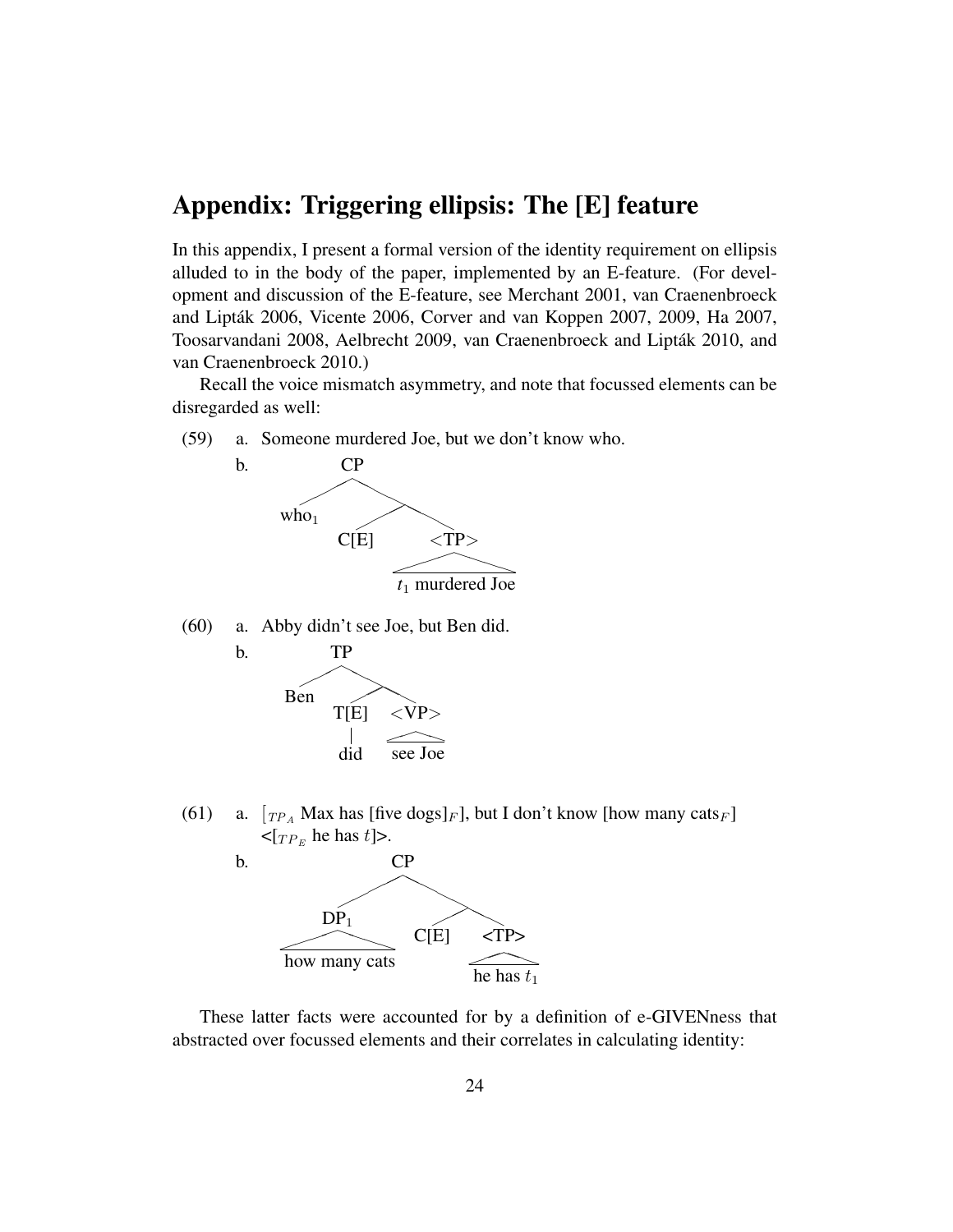# Appendix: Triggering ellipsis: The [E] feature

In this appendix, I present a formal version of the identity requirement on ellipsis alluded to in the body of the paper, implemented by an E-feature. (For development and discussion of the E-feature, see Merchant 2001, van Craenenbroeck and Lipták 2006, Vicente 2006, Corver and van Koppen 2007, 2009, Ha 2007, Toosarvandani 2008, Aelbrecht 2009, van Craenenbroeck and Lipták 2010, and van Craenenbroeck 2010.)

Recall the voice mismatch asymmetry, and note that focussed elements can be disregarded as well:

(59) a. Someone murdered Joe, but we don't know who.

b. [CP who$_1$ [C[E] <[TP $t_1$ murdered Joe]>]]

(60) a. Abby didn't see Joe, but Ben did.

b. [TP Ben [T[E] did <[VP see Joe]>]]

(61) a. [$_{TP_A}$ Max has [five dogs]$_F$], but I don't know [how many cats$_F$] <[$_{TP_E}$ he has $t$]>.

b. [CP [DP$_1$ how many cats] [C[E] <[TP he has $t_1$]>]]

These latter facts were accounted for by a definition of e-GIVENness that abstracted over focussed elements and their correlates in calculating identity: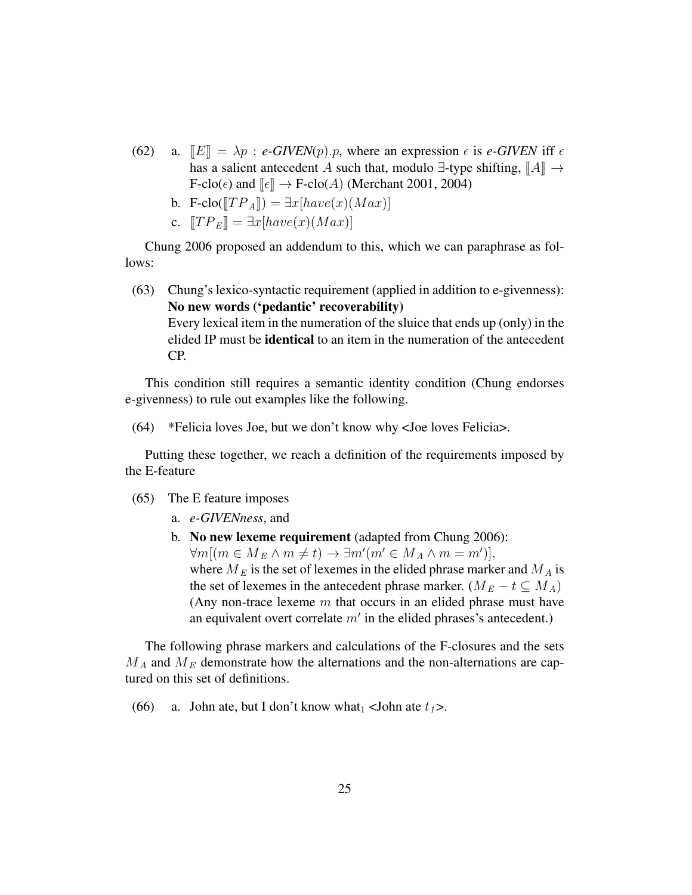(62) a. $[\![E]\!] = \lambda p : \textit{e-GIVEN}(p).p$, where an expression $\epsilon$ is *e-GIVEN* iff $\epsilon$ has a salient antecedent $A$ such that, modulo $\exists$-type shifting, $[\![A]\!] \rightarrow$ F-clo($\epsilon$) and $[\![\epsilon]\!] \rightarrow$ F-clo($A$) (Merchant 2001, 2004)

b. F-clo($[\![TP_A]\!]$) $= \exists x[have(x)(Max)]$

c. $[\![TP_E]\!] = \exists x[have(x)(Max)]$

Chung 2006 proposed an addendum to this, which we can paraphrase as follows:

(63) Chung's lexico-syntactic requirement (applied in addition to e-givenness):
**No new words ('pedantic' recoverability)**
Every lexical item in the numeration of the sluice that ends up (only) in the elided IP must be **identical** to an item in the numeration of the antecedent CP.

This condition still requires a semantic identity condition (Chung endorses e-givenness) to rule out examples like the following.

(64) *Felicia loves Joe, but we don't know why <Joe loves Felicia>.

Putting these together, we reach a definition of the requirements imposed by the E-feature

(65) The E feature imposes

a. *e-GIVENness*, and

b. **No new lexeme requirement** (adapted from Chung 2006):
$\forall m[(m \in M_E \wedge m \neq t) \rightarrow \exists m'(m' \in M_A \wedge m = m')]$,
where $M_E$ is the set of lexemes in the elided phrase marker and $M_A$ is the set of lexemes in the antecedent phrase marker. ($M_E - t \subseteq M_A$)
(Any non-trace lexeme $m$ that occurs in an elided phrase must have an equivalent overt correlate $m'$ in the elided phrases's antecedent.)

The following phrase markers and calculations of the F-closures and the sets $M_A$ and $M_E$ demonstrate how the alternations and the non-alternations are captured on this set of definitions.

(66) a. John ate, but I don't know what$_1$ <John ate $t_1$>.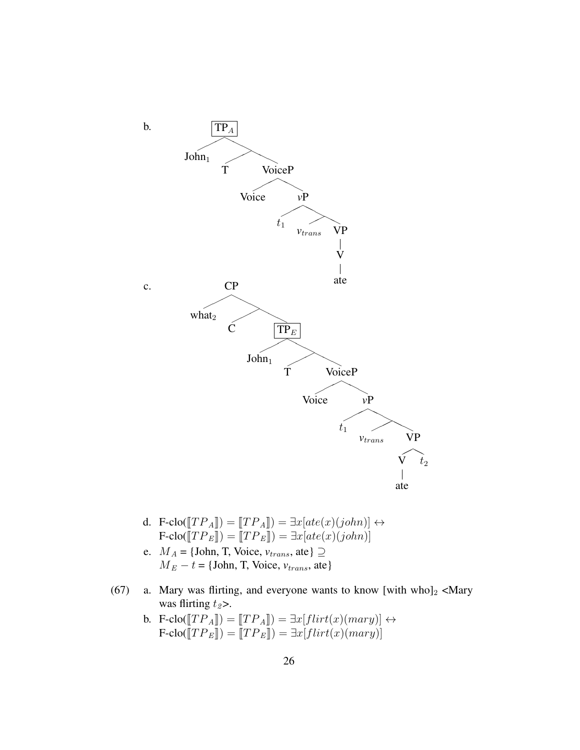b. [tree diagram]

```
TP_A
├── John_1
└── 
    ├── T
    └── VoiceP
        ├── Voice
        └── vP
            ├── t_1
            └── 
                ├── v_trans
                └── VP
                    └── V
                        └── ate
```

c. [tree diagram]

```
CP
├── what_2
└── 
    ├── C
    └── TP_E
        ├── John_1
        └── 
            ├── T
            └── VoiceP
                ├── Voice
                └── vP
                    ├── t_1
                    └── 
                        ├── v_trans
                        └── VP
                            ├── V
                            │   └── ate
                            └── t_2
```

d. F-clo($[\![TP_A]\!]$) $= [\![TP_A]\!] = \exists x[ate(x)(john)] \leftrightarrow$
F-clo($[\![TP_E]\!]$) $= [\![TP_E]\!] = \exists x[ate(x)(john)]$

e. $M_A$ = {John, T, Voice, $v_{trans}$, ate} $\supseteq$
$M_E - t$ = {John, T, Voice, $v_{trans}$, ate}

(67) a. Mary was flirting, and everyone wants to know [with who]$_2$ <Mary was flirting $t_2$>.

b. F-clo($[\![TP_A]\!]$) $= [\![TP_A]\!] = \exists x[flirt(x)(mary)] \leftrightarrow$
F-clo($[\![TP_E]\!]$) $= [\![TP_E]\!] = \exists x[flirt(x)(mary)]$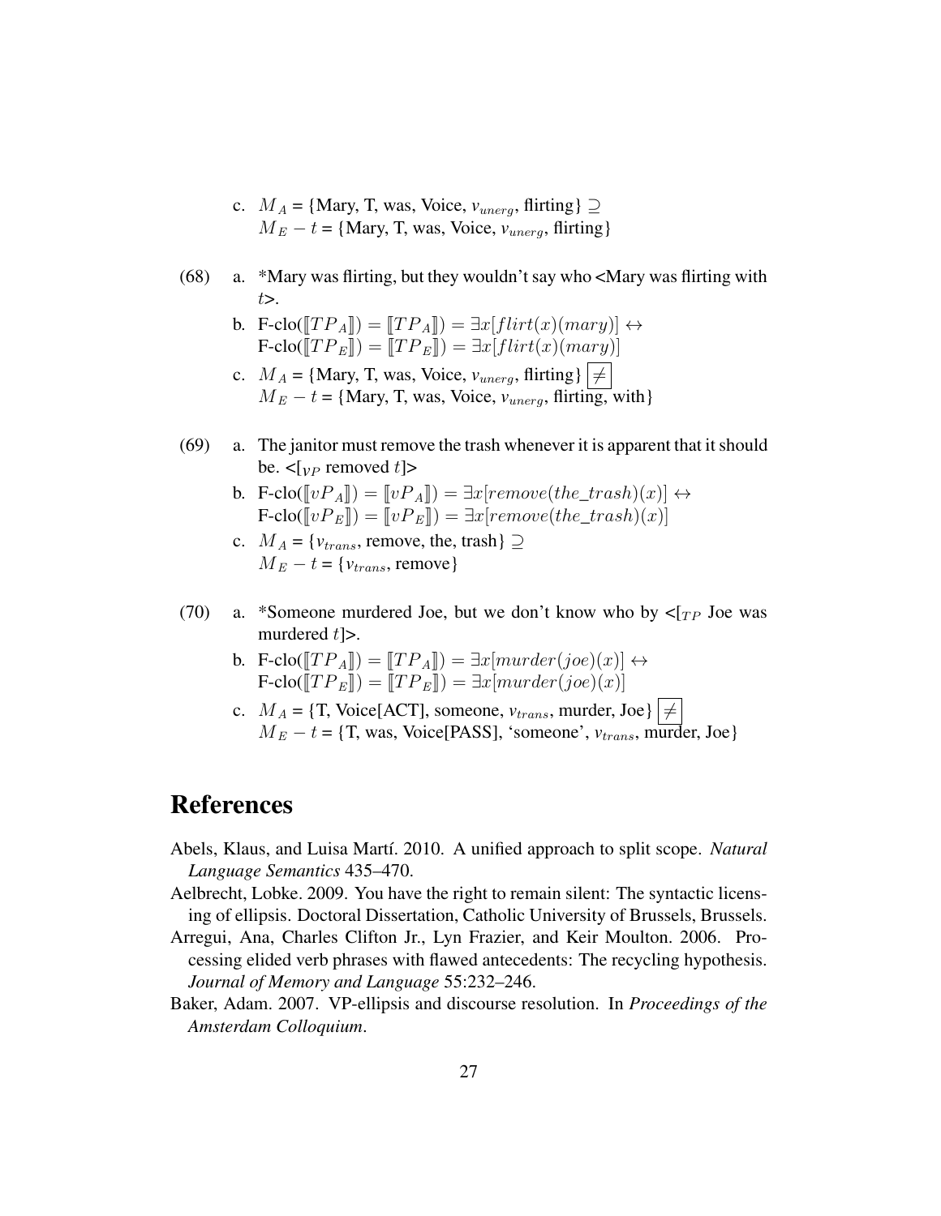c. $M_A$ = {Mary, T, was, Voice, $v_{unerg}$, flirting} $\supseteq$
$M_E - t$ = {Mary, T, was, Voice, $v_{unerg}$, flirting}

(68) a. *Mary was flirting, but they wouldn't say who <Mary was flirting with $t$>.

b. F-clo($[\![TP_A]\!]$) $= [\![TP_A]\!] = \exists x[flirt(x)(mary)] \leftrightarrow$
F-clo($[\![TP_E]\!]$) $= [\![TP_E]\!] = \exists x[flirt(x)(mary)]$

c. $M_A$ = {Mary, T, was, Voice, $v_{unerg}$, flirting} $\boxed{\neq}$
$M_E - t$ = {Mary, T, was, Voice, $v_{unerg}$, flirting, with}

(69) a. The janitor must remove the trash whenever it is apparent that it should be. <[$_{vP}$ removed $t$]>

b. F-clo($[\![vP_A]\!]$) $= [\![vP_A]\!] = \exists x[remove(the\_trash)(x)] \leftrightarrow$
F-clo($[\![vP_E]\!]$) $= [\![vP_E]\!] = \exists x[remove(the\_trash)(x)]$

c. $M_A$ = {$v_{trans}$, remove, the, trash} $\supseteq$
$M_E - t$ = {$v_{trans}$, remove}

(70) a. *Someone murdered Joe, but we don't know who by <[$_{TP}$ Joe was murdered $t$]>.

b. F-clo($[\![TP_A]\!]$) $= [\![TP_A]\!] = \exists x[murder(joe)(x)] \leftrightarrow$
F-clo($[\![TP_E]\!]$) $= [\![TP_E]\!] = \exists x[murder(joe)(x)]$

c. $M_A$ = {T, Voice[ACT], someone, $v_{trans}$, murder, Joe} $\boxed{\neq}$
$M_E - t$ = {T, was, Voice[PASS], 'someone', $v_{trans}$, murder, Joe}

# References

Abels, Klaus, and Luisa Martí. 2010. A unified approach to split scope. *Natural Language Semantics* 435–470.

Aelbrecht, Lobke. 2009. You have the right to remain silent: The syntactic licensing of ellipsis. Doctoral Dissertation, Catholic University of Brussels, Brussels.

Arregui, Ana, Charles Clifton Jr., Lyn Frazier, and Keir Moulton. 2006. Processing elided verb phrases with flawed antecedents: The recycling hypothesis. *Journal of Memory and Language* 55:232–246.

Baker, Adam. 2007. VP-ellipsis and discourse resolution. In *Proceedings of the Amsterdam Colloquium*.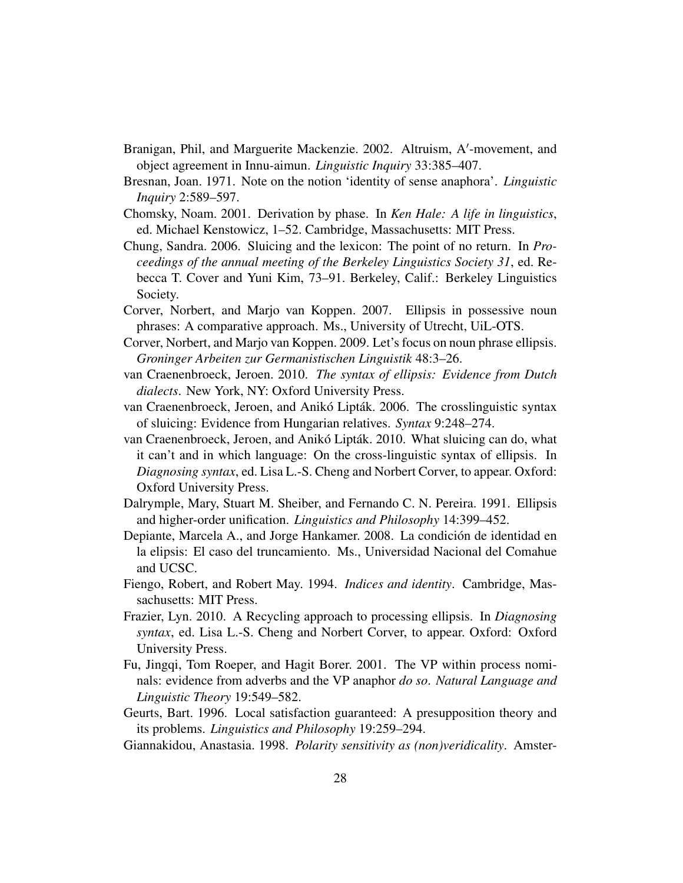Branigan, Phil, and Marguerite Mackenzie. 2002. Altruism, A′-movement, and object agreement in Innu-aimun. *Linguistic Inquiry* 33:385–407.

Bresnan, Joan. 1971. Note on the notion 'identity of sense anaphora'. *Linguistic Inquiry* 2:589–597.

Chomsky, Noam. 2001. Derivation by phase. In *Ken Hale: A life in linguistics*, ed. Michael Kenstowicz, 1–52. Cambridge, Massachusetts: MIT Press.

Chung, Sandra. 2006. Sluicing and the lexicon: The point of no return. In *Proceedings of the annual meeting of the Berkeley Linguistics Society 31*, ed. Rebecca T. Cover and Yuni Kim, 73–91. Berkeley, Calif.: Berkeley Linguistics Society.

Corver, Norbert, and Marjo van Koppen. 2007. Ellipsis in possessive noun phrases: A comparative approach. Ms., University of Utrecht, UiL-OTS.

Corver, Norbert, and Marjo van Koppen. 2009. Let's focus on noun phrase ellipsis. *Groninger Arbeiten zur Germanistischen Linguistik* 48:3–26.

van Craenenbroeck, Jeroen. 2010. *The syntax of ellipsis: Evidence from Dutch dialects*. New York, NY: Oxford University Press.

van Craenenbroeck, Jeroen, and Anikó Lipták. 2006. The crosslinguistic syntax of sluicing: Evidence from Hungarian relatives. *Syntax* 9:248–274.

van Craenenbroeck, Jeroen, and Anikó Lipták. 2010. What sluicing can do, what it can't and in which language: On the cross-linguistic syntax of ellipsis. In *Diagnosing syntax*, ed. Lisa L.-S. Cheng and Norbert Corver, to appear. Oxford: Oxford University Press.

Dalrymple, Mary, Stuart M. Sheiber, and Fernando C. N. Pereira. 1991. Ellipsis and higher-order unification. *Linguistics and Philosophy* 14:399–452.

Depiante, Marcela A., and Jorge Hankamer. 2008. La condición de identidad en la elipsis: El caso del truncamiento. Ms., Universidad Nacional del Comahue and UCSC.

Fiengo, Robert, and Robert May. 1994. *Indices and identity*. Cambridge, Massachusetts: MIT Press.

Frazier, Lyn. 2010. A Recycling approach to processing ellipsis. In *Diagnosing syntax*, ed. Lisa L.-S. Cheng and Norbert Corver, to appear. Oxford: Oxford University Press.

Fu, Jingqi, Tom Roeper, and Hagit Borer. 2001. The VP within process nominals: evidence from adverbs and the VP anaphor *do so*. *Natural Language and Linguistic Theory* 19:549–582.

Geurts, Bart. 1996. Local satisfaction guaranteed: A presupposition theory and its problems. *Linguistics and Philosophy* 19:259–294.

Giannakidou, Anastasia. 1998. *Polarity sensitivity as (non)veridicality*. Amster-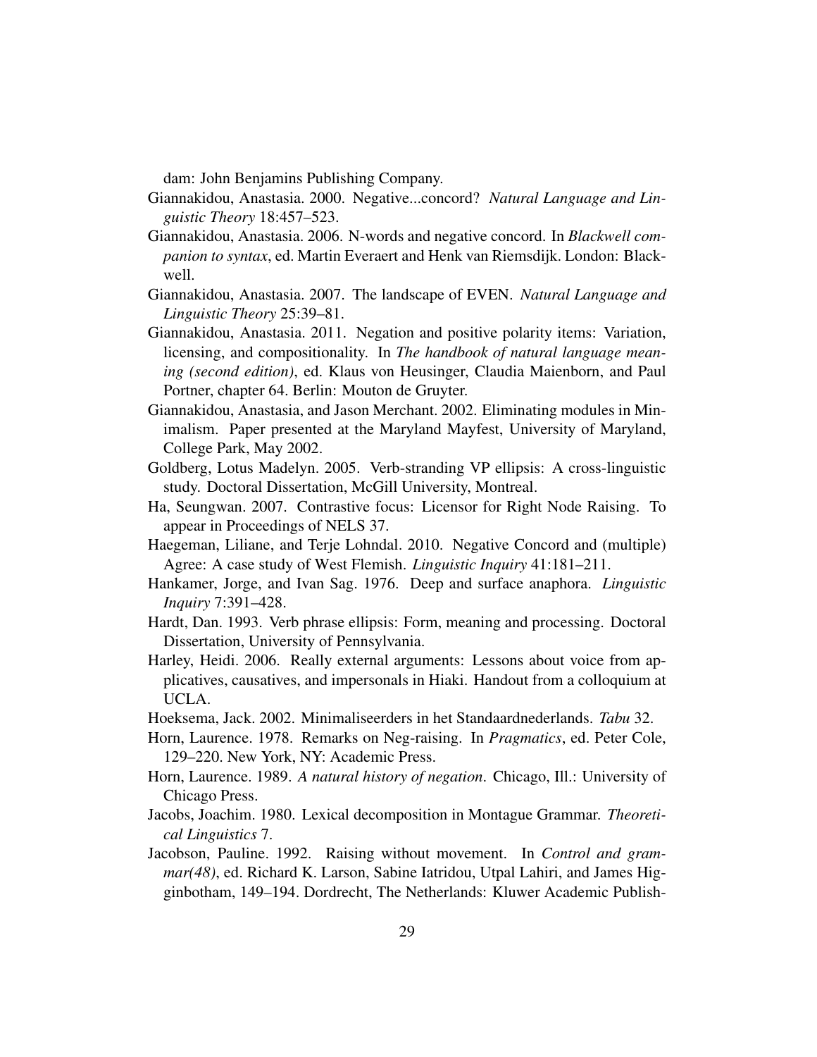dam: John Benjamins Publishing Company.

Giannakidou, Anastasia. 2000. Negative...concord? *Natural Language and Linguistic Theory* 18:457–523.

Giannakidou, Anastasia. 2006. N-words and negative concord. In *Blackwell companion to syntax*, ed. Martin Everaert and Henk van Riemsdijk. London: Blackwell.

Giannakidou, Anastasia. 2007. The landscape of EVEN. *Natural Language and Linguistic Theory* 25:39–81.

Giannakidou, Anastasia. 2011. Negation and positive polarity items: Variation, licensing, and compositionality. In *The handbook of natural language meaning (second edition)*, ed. Klaus von Heusinger, Claudia Maienborn, and Paul Portner, chapter 64. Berlin: Mouton de Gruyter.

Giannakidou, Anastasia, and Jason Merchant. 2002. Eliminating modules in Minimalism. Paper presented at the Maryland Mayfest, University of Maryland, College Park, May 2002.

Goldberg, Lotus Madelyn. 2005. Verb-stranding VP ellipsis: A cross-linguistic study. Doctoral Dissertation, McGill University, Montreal.

Ha, Seungwan. 2007. Contrastive focus: Licensor for Right Node Raising. To appear in Proceedings of NELS 37.

Haegeman, Liliane, and Terje Lohndal. 2010. Negative Concord and (multiple) Agree: A case study of West Flemish. *Linguistic Inquiry* 41:181–211.

Hankamer, Jorge, and Ivan Sag. 1976. Deep and surface anaphora. *Linguistic Inquiry* 7:391–428.

Hardt, Dan. 1993. Verb phrase ellipsis: Form, meaning and processing. Doctoral Dissertation, University of Pennsylvania.

Harley, Heidi. 2006. Really external arguments: Lessons about voice from applicatives, causatives, and impersonals in Hiaki. Handout from a colloquium at UCLA.

Hoeksema, Jack. 2002. Minimaliseerders in het Standaardnederlands. *Tabu* 32.

Horn, Laurence. 1978. Remarks on Neg-raising. In *Pragmatics*, ed. Peter Cole, 129–220. New York, NY: Academic Press.

Horn, Laurence. 1989. *A natural history of negation*. Chicago, Ill.: University of Chicago Press.

Jacobs, Joachim. 1980. Lexical decomposition in Montague Grammar. *Theoretical Linguistics* 7.

Jacobson, Pauline. 1992. Raising without movement. In *Control and grammar(48)*, ed. Richard K. Larson, Sabine Iatridou, Utpal Lahiri, and James Higginbotham, 149–194. Dordrecht, The Netherlands: Kluwer Academic Publish-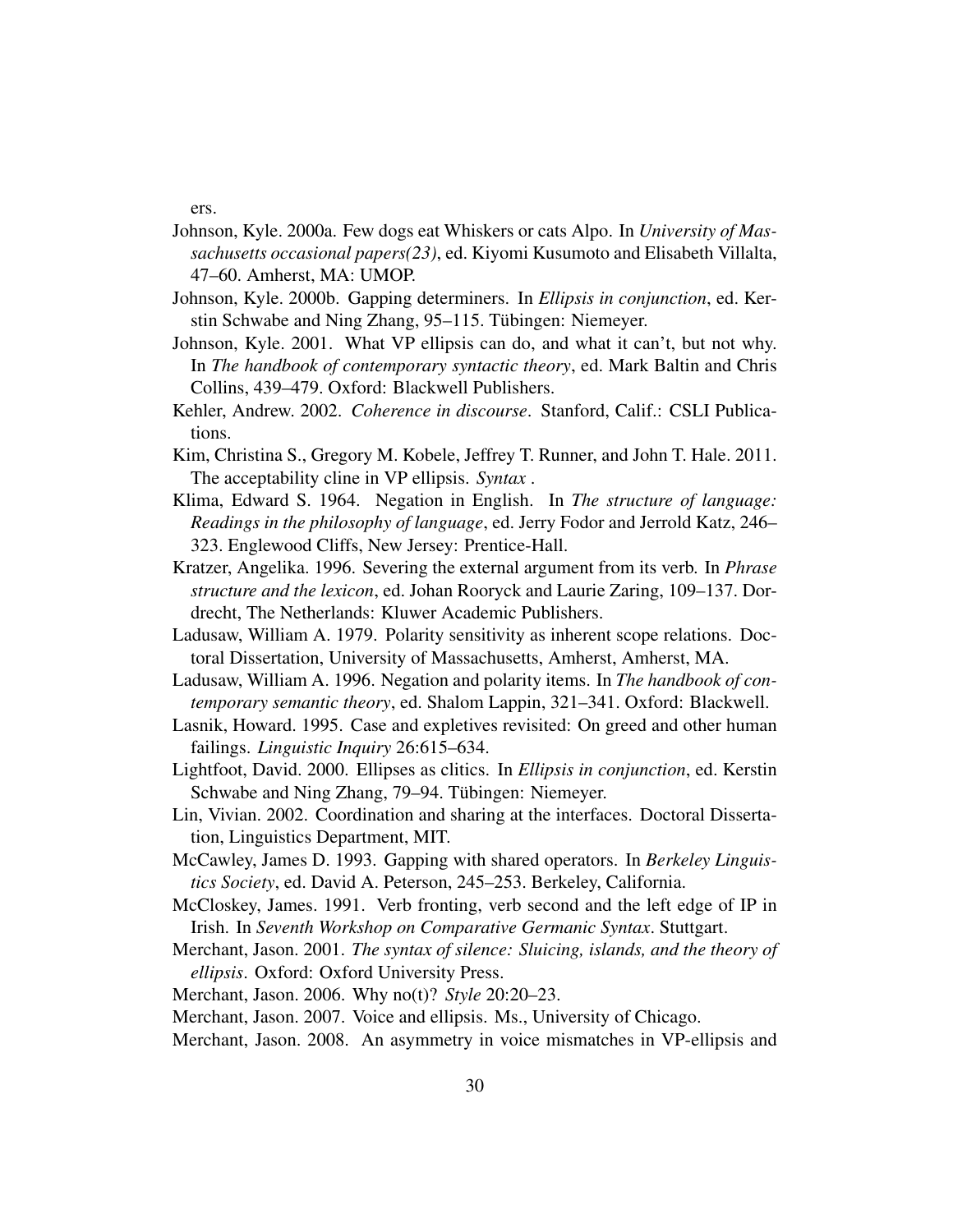ers.

Johnson, Kyle. 2000a. Few dogs eat Whiskers or cats Alpo. In *University of Massachusetts occasional papers(23)*, ed. Kiyomi Kusumoto and Elisabeth Villalta, 47–60. Amherst, MA: UMOP.

Johnson, Kyle. 2000b. Gapping determiners. In *Ellipsis in conjunction*, ed. Kerstin Schwabe and Ning Zhang, 95–115. Tübingen: Niemeyer.

Johnson, Kyle. 2001. What VP ellipsis can do, and what it can't, but not why. In *The handbook of contemporary syntactic theory*, ed. Mark Baltin and Chris Collins, 439–479. Oxford: Blackwell Publishers.

Kehler, Andrew. 2002. *Coherence in discourse*. Stanford, Calif.: CSLI Publications.

Kim, Christina S., Gregory M. Kobele, Jeffrey T. Runner, and John T. Hale. 2011. The acceptability cline in VP ellipsis. *Syntax* .

Klima, Edward S. 1964. Negation in English. In *The structure of language: Readings in the philosophy of language*, ed. Jerry Fodor and Jerrold Katz, 246–323. Englewood Cliffs, New Jersey: Prentice-Hall.

Kratzer, Angelika. 1996. Severing the external argument from its verb. In *Phrase structure and the lexicon*, ed. Johan Rooryck and Laurie Zaring, 109–137. Dordrecht, The Netherlands: Kluwer Academic Publishers.

Ladusaw, William A. 1979. Polarity sensitivity as inherent scope relations. Doctoral Dissertation, University of Massachusetts, Amherst, Amherst, MA.

Ladusaw, William A. 1996. Negation and polarity items. In *The handbook of contemporary semantic theory*, ed. Shalom Lappin, 321–341. Oxford: Blackwell.

Lasnik, Howard. 1995. Case and expletives revisited: On greed and other human failings. *Linguistic Inquiry* 26:615–634.

Lightfoot, David. 2000. Ellipses as clitics. In *Ellipsis in conjunction*, ed. Kerstin Schwabe and Ning Zhang, 79–94. Tübingen: Niemeyer.

Lin, Vivian. 2002. Coordination and sharing at the interfaces. Doctoral Dissertation, Linguistics Department, MIT.

McCawley, James D. 1993. Gapping with shared operators. In *Berkeley Linguistics Society*, ed. David A. Peterson, 245–253. Berkeley, California.

McCloskey, James. 1991. Verb fronting, verb second and the left edge of IP in Irish. In *Seventh Workshop on Comparative Germanic Syntax*. Stuttgart.

Merchant, Jason. 2001. *The syntax of silence: Sluicing, islands, and the theory of ellipsis*. Oxford: Oxford University Press.

Merchant, Jason. 2006. Why no(t)? *Style* 20:20–23.

Merchant, Jason. 2007. Voice and ellipsis. Ms., University of Chicago.

Merchant, Jason. 2008. An asymmetry in voice mismatches in VP-ellipsis and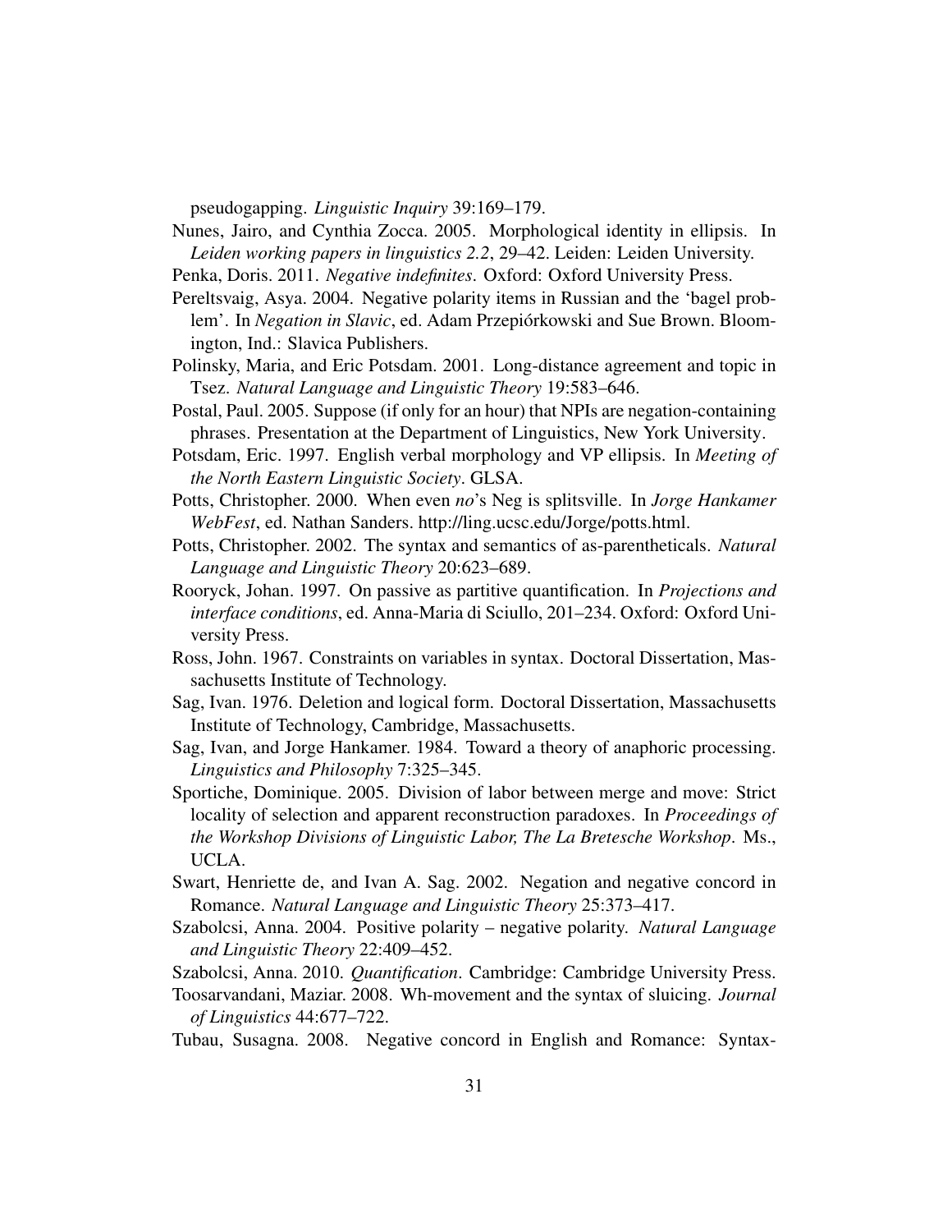pseudogapping. *Linguistic Inquiry* 39:169–179.

Nunes, Jairo, and Cynthia Zocca. 2005. Morphological identity in ellipsis. In *Leiden working papers in linguistics 2.2*, 29–42. Leiden: Leiden University.

Penka, Doris. 2011. *Negative indefinites*. Oxford: Oxford University Press.

Pereltsvaig, Asya. 2004. Negative polarity items in Russian and the 'bagel problem'. In *Negation in Slavic*, ed. Adam Przepiórkowski and Sue Brown. Bloomington, Ind.: Slavica Publishers.

Polinsky, Maria, and Eric Potsdam. 2001. Long-distance agreement and topic in Tsez. *Natural Language and Linguistic Theory* 19:583–646.

Postal, Paul. 2005. Suppose (if only for an hour) that NPIs are negation-containing phrases. Presentation at the Department of Linguistics, New York University.

Potsdam, Eric. 1997. English verbal morphology and VP ellipsis. In *Meeting of the North Eastern Linguistic Society*. GLSA.

Potts, Christopher. 2000. When even *no*'s Neg is splitsville. In *Jorge Hankamer WebFest*, ed. Nathan Sanders. http://ling.ucsc.edu/Jorge/potts.html.

Potts, Christopher. 2002. The syntax and semantics of as-parentheticals. *Natural Language and Linguistic Theory* 20:623–689.

Rooryck, Johan. 1997. On passive as partitive quantification. In *Projections and interface conditions*, ed. Anna-Maria di Sciullo, 201–234. Oxford: Oxford University Press.

Ross, John. 1967. Constraints on variables in syntax. Doctoral Dissertation, Massachusetts Institute of Technology.

Sag, Ivan. 1976. Deletion and logical form. Doctoral Dissertation, Massachusetts Institute of Technology, Cambridge, Massachusetts.

Sag, Ivan, and Jorge Hankamer. 1984. Toward a theory of anaphoric processing. *Linguistics and Philosophy* 7:325–345.

Sportiche, Dominique. 2005. Division of labor between merge and move: Strict locality of selection and apparent reconstruction paradoxes. In *Proceedings of the Workshop Divisions of Linguistic Labor, The La Bretesche Workshop*. Ms., UCLA.

Swart, Henriette de, and Ivan A. Sag. 2002. Negation and negative concord in Romance. *Natural Language and Linguistic Theory* 25:373–417.

Szabolcsi, Anna. 2004. Positive polarity – negative polarity. *Natural Language and Linguistic Theory* 22:409–452.

Szabolcsi, Anna. 2010. *Quantification*. Cambridge: Cambridge University Press.

Toosarvandani, Maziar. 2008. Wh-movement and the syntax of sluicing. *Journal of Linguistics* 44:677–722.

Tubau, Susagna. 2008. Negative concord in English and Romance: Syntax-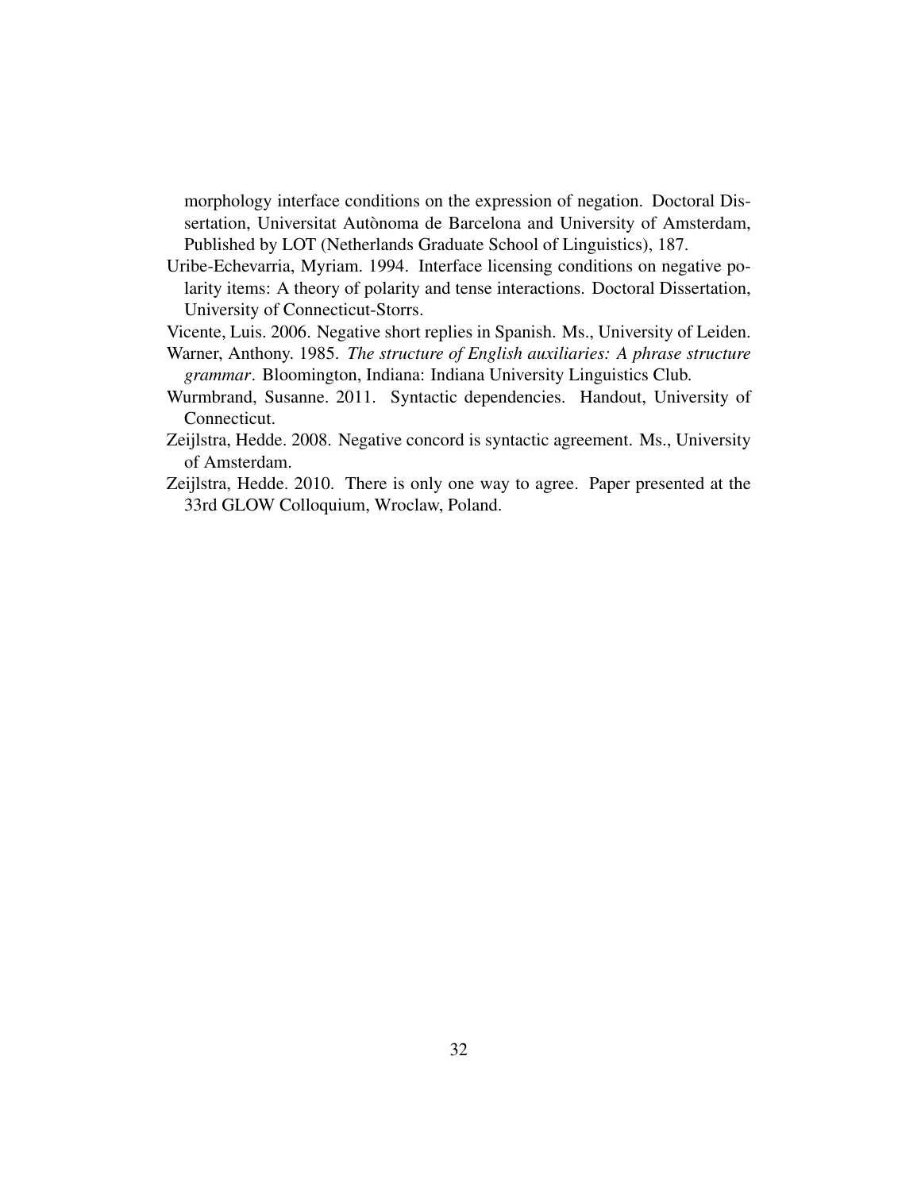morphology interface conditions on the expression of negation. Doctoral Dissertation, Universitat Autònoma de Barcelona and University of Amsterdam, Published by LOT (Netherlands Graduate School of Linguistics), 187.

Uribe-Echevarria, Myriam. 1994. Interface licensing conditions on negative polarity items: A theory of polarity and tense interactions. Doctoral Dissertation, University of Connecticut-Storrs.

Vicente, Luis. 2006. Negative short replies in Spanish. Ms., University of Leiden.

Warner, Anthony. 1985. *The structure of English auxiliaries: A phrase structure grammar*. Bloomington, Indiana: Indiana University Linguistics Club.

Wurmbrand, Susanne. 2011. Syntactic dependencies. Handout, University of Connecticut.

Zeijlstra, Hedde. 2008. Negative concord is syntactic agreement. Ms., University of Amsterdam.

Zeijlstra, Hedde. 2010. There is only one way to agree. Paper presented at the 33rd GLOW Colloquium, Wroclaw, Poland.